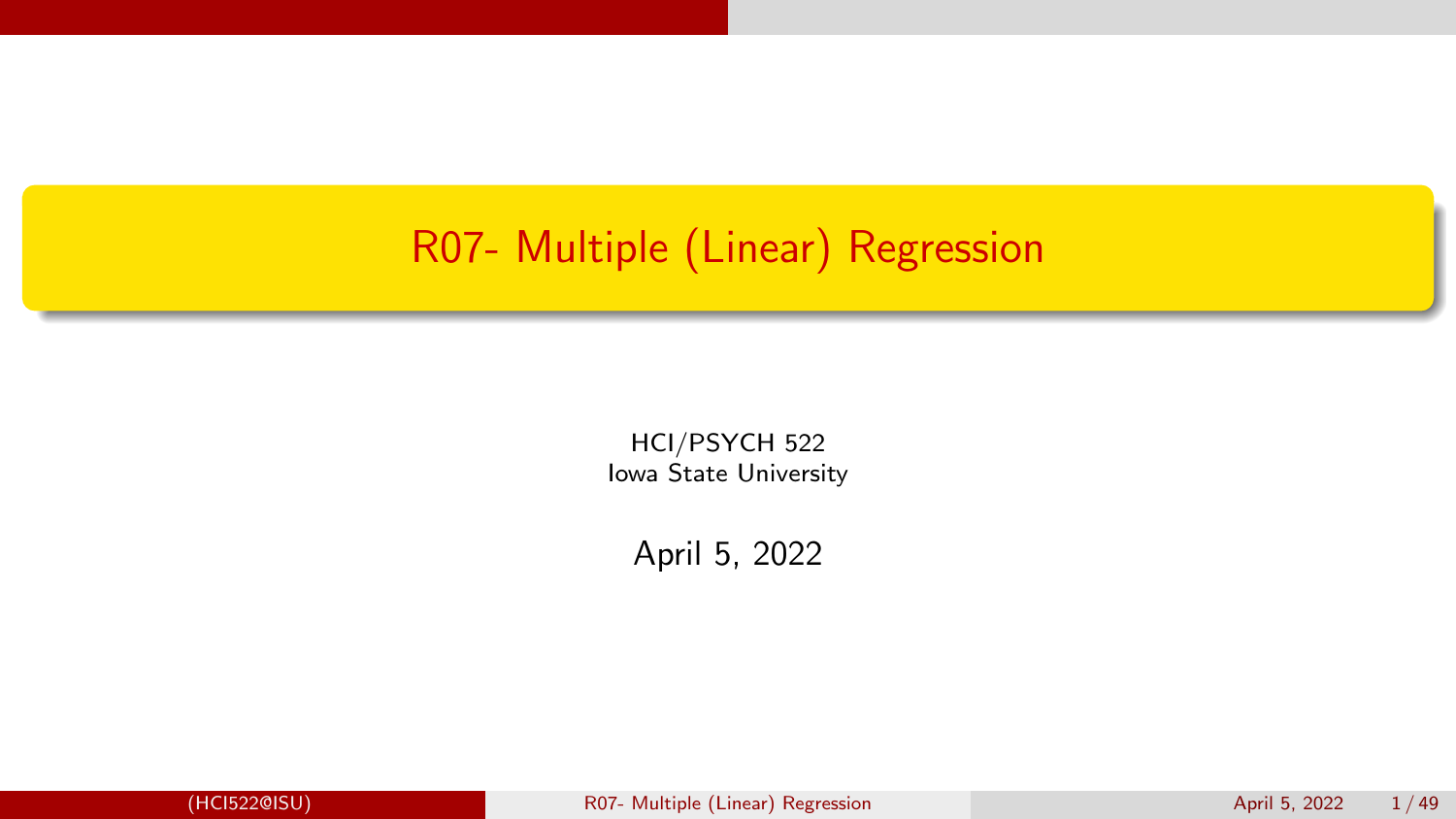# R07- Multiple (Linear) Regression

HCI/PSYCH 522
Iowa State University

April 5, 2022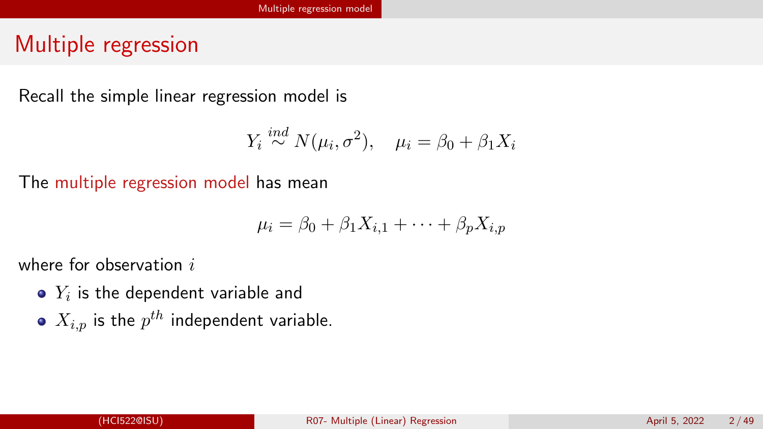# Multiple regression

Recall the simple linear regression model is

$$Y_i \stackrel{ind}{\sim} N(\mu_i, \sigma^2), \quad \mu_i = \beta_0 + \beta_1 X_i$$

The multiple regression model has mean

$$\mu_i = \beta_0 + \beta_1 X_{i,1} + \cdots + \beta_p X_{i,p}$$

where for observation $i$

- $Y_i$ is the dependent variable and
- $X_{i,p}$ is the $p^{th}$ independent variable.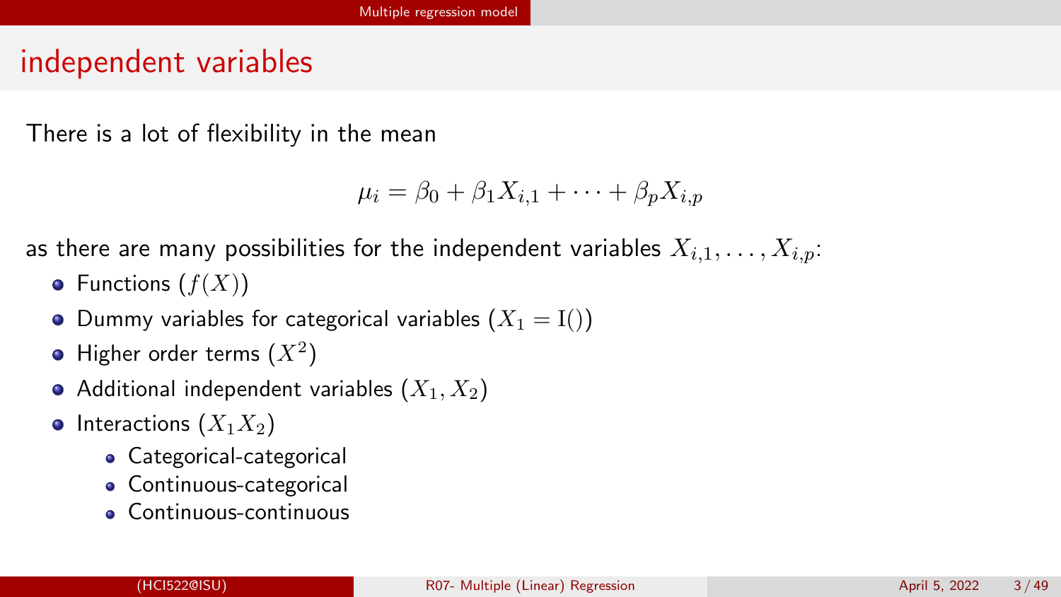## independent variables

There is a lot of flexibility in the mean

$$\mu_i = \beta_0 + \beta_1 X_{i,1} + \cdots + \beta_p X_{i,p}$$

as there are many possibilities for the independent variables $X_{i,1}, \ldots, X_{i,p}$:

- Functions ($f(X)$)
- Dummy variables for categorical variables ($X_1 = \mathrm{I}()$)
- Higher order terms ($X^2$)
- Additional independent variables ($X_1, X_2$)
- Interactions ($X_1 X_2$)
  - Categorical-categorical
  - Continuous-categorical
  - Continuous-continuous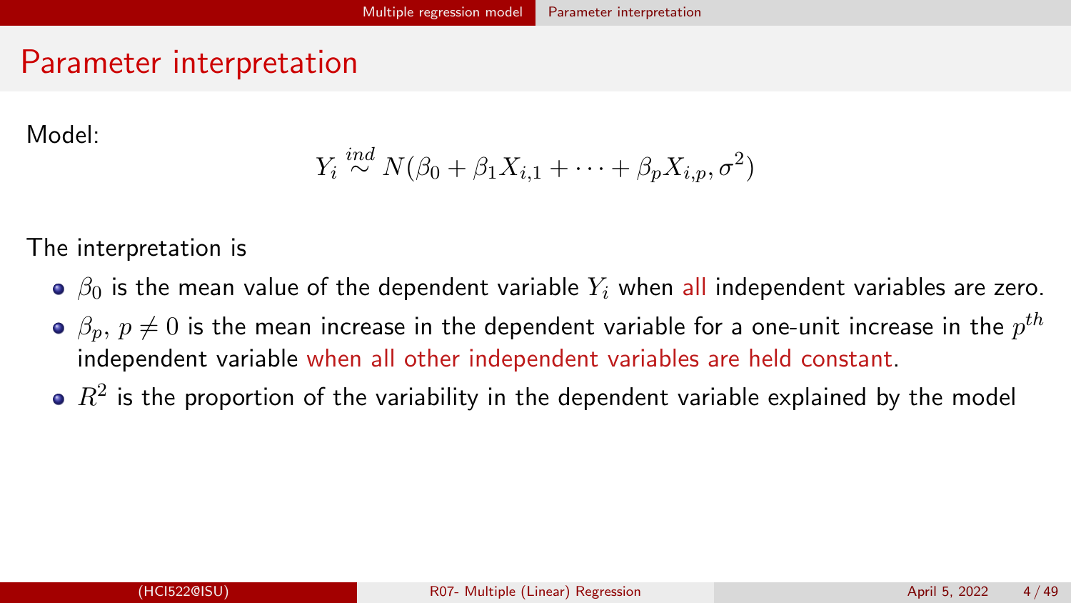# Parameter interpretation

Model:

$$Y_i \stackrel{ind}{\sim} N(\beta_0 + \beta_1 X_{i,1} + \cdots + \beta_p X_{i,p}, \sigma^2)$$

The interpretation is

- $\beta_0$ is the mean value of the dependent variable $Y_i$ when all independent variables are zero.
- $\beta_p$, $p \neq 0$ is the mean increase in the dependent variable for a one-unit increase in the $p^{th}$ independent variable when all other independent variables are held constant.
- $R^2$ is the proportion of the variability in the dependent variable explained by the model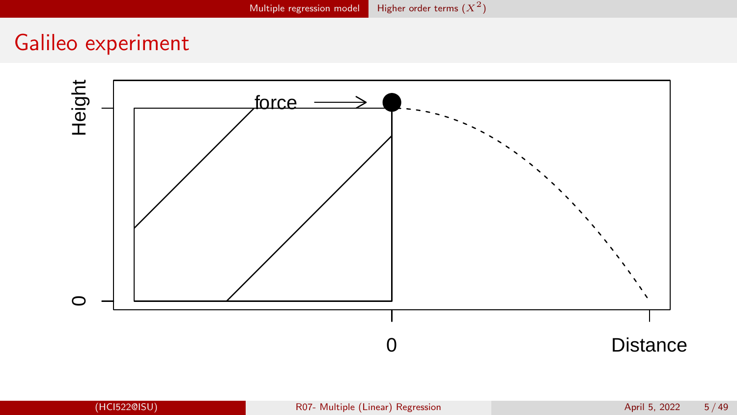# Galileo experiment

force

Height

0

0

Distance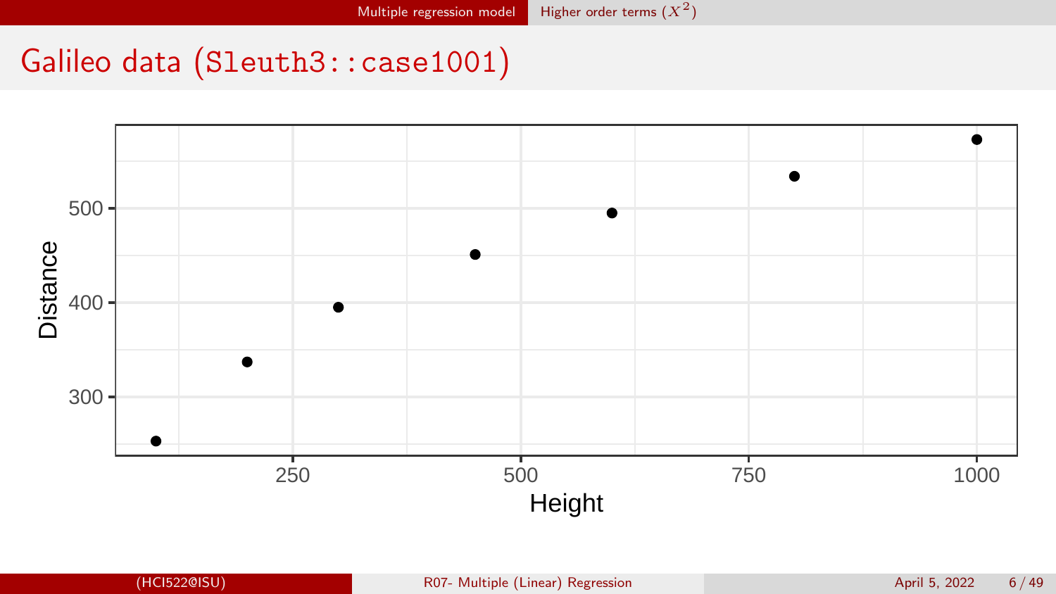## Galileo data (`Sleuth3::case1001`)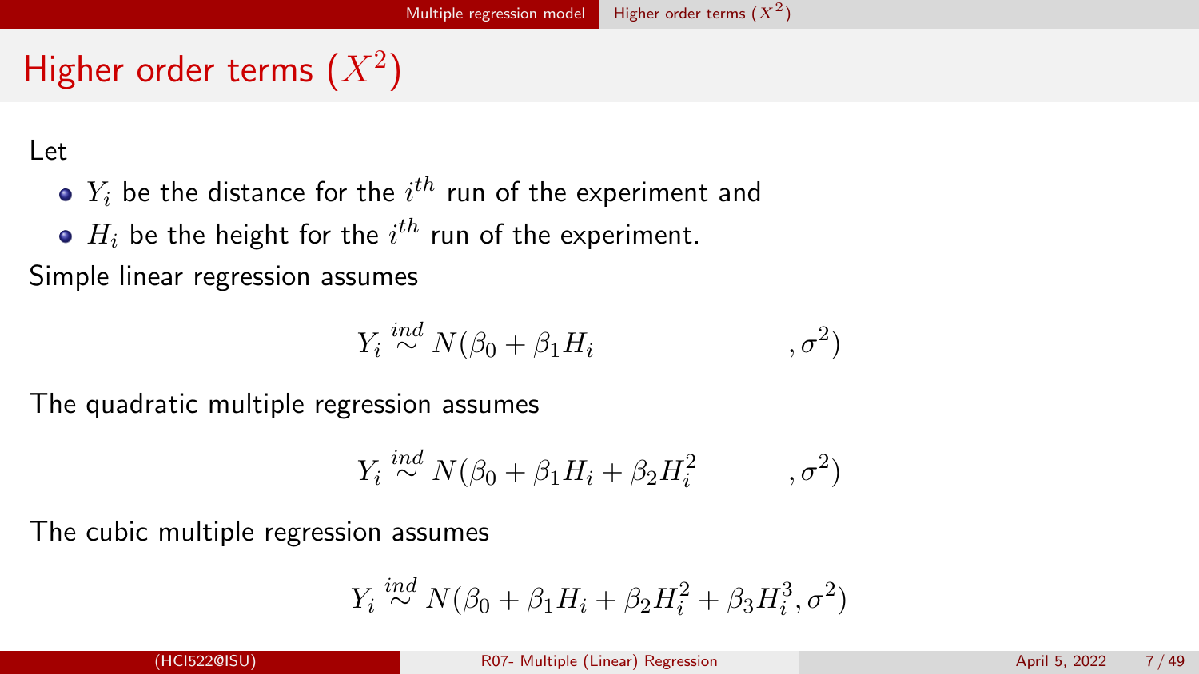# Higher order terms ($X^2$)

Let

- $Y_i$ be the distance for the $i^{th}$ run of the experiment and
- $H_i$ be the height for the $i^{th}$ run of the experiment.

Simple linear regression assumes

$$Y_i \stackrel{ind}{\sim} N(\beta_0 + \beta_1 H_i, \sigma^2)$$

The quadratic multiple regression assumes

$$Y_i \stackrel{ind}{\sim} N(\beta_0 + \beta_1 H_i + \beta_2 H_i^2, \sigma^2)$$

The cubic multiple regression assumes

$$Y_i \stackrel{ind}{\sim} N(\beta_0 + \beta_1 H_i + \beta_2 H_i^2 + \beta_3 H_i^3, \sigma^2)$$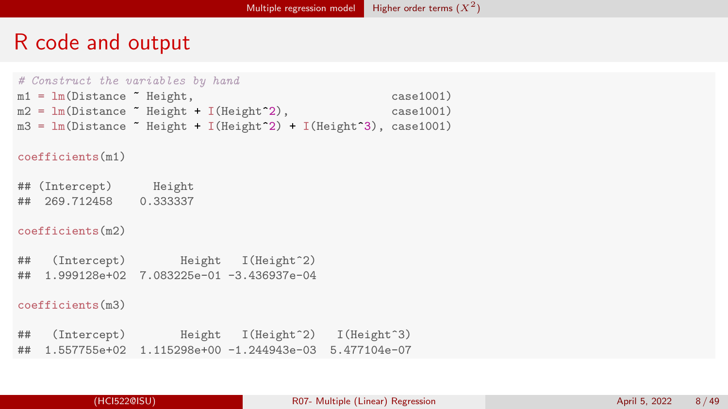# R code and output

```r
# Construct the variables by hand
m1 = lm(Distance ~ Height,                            case1001)
m2 = lm(Distance ~ Height + I(Height^2),              case1001)
m3 = lm(Distance ~ Height + I(Height^2) + I(Height^3), case1001)

coefficients(m1)

## (Intercept)      Height
##  269.712458    0.333337

coefficients(m2)

##   (Intercept)        Height   I(Height^2)
##  1.999128e+02  7.083225e-01 -3.436937e-04

coefficients(m3)

##   (Intercept)        Height   I(Height^2)   I(Height^3)
##  1.557755e+02  1.115298e+00 -1.244943e-03  5.477104e-07
```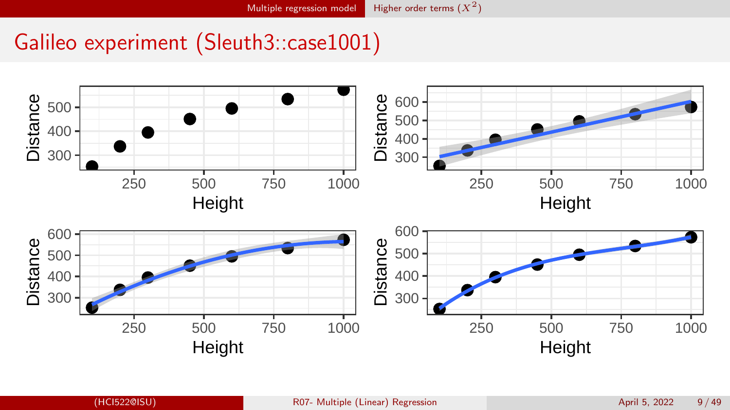# Galileo experiment (Sleuth3::case1001)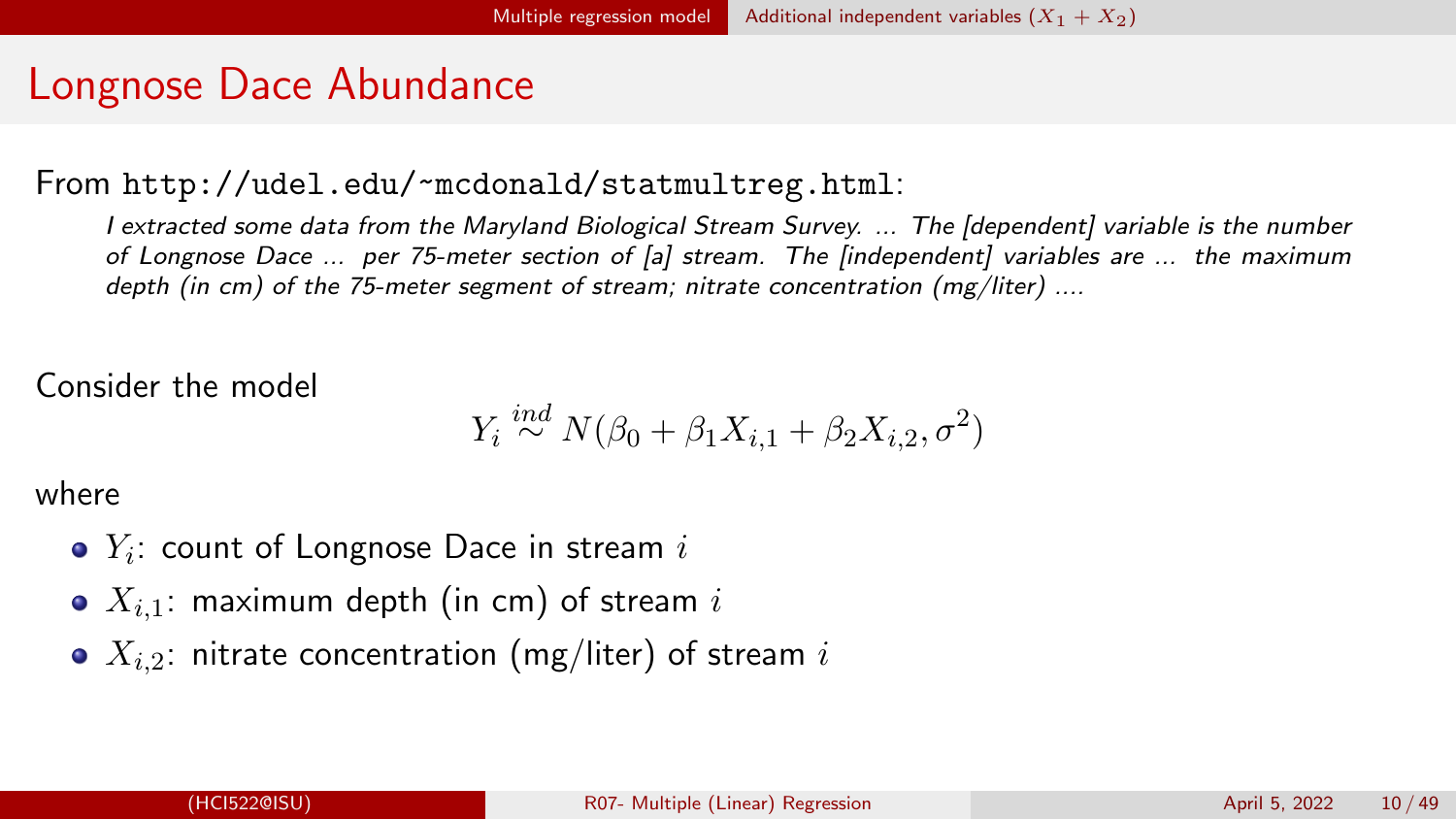# Longnose Dace Abundance

From `http://udel.edu/~mcdonald/statmultreg.html`:

> *I extracted some data from the Maryland Biological Stream Survey. ... The [dependent] variable is the number of Longnose Dace ... per 75-meter section of [a] stream. The [independent] variables are ... the maximum depth (in cm) of the 75-meter segment of stream; nitrate concentration (mg/liter) ....*

Consider the model

$$Y_i \stackrel{ind}{\sim} N(\beta_0 + \beta_1 X_{i,1} + \beta_2 X_{i,2}, \sigma^2)$$

where

- $Y_i$: count of Longnose Dace in stream $i$
- $X_{i,1}$: maximum depth (in cm) of stream $i$
- $X_{i,2}$: nitrate concentration (mg/liter) of stream $i$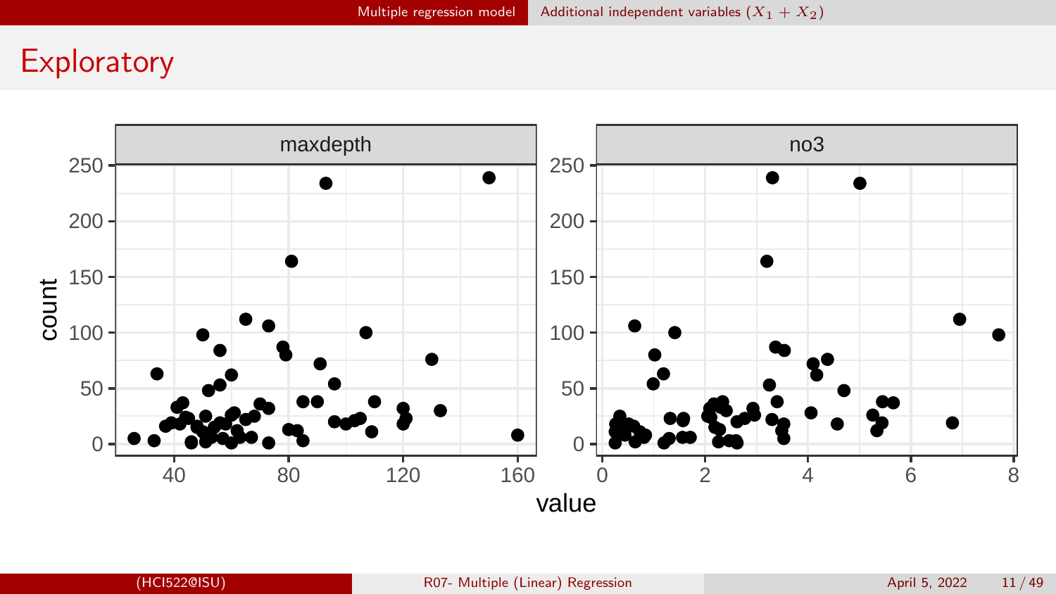# Exploratory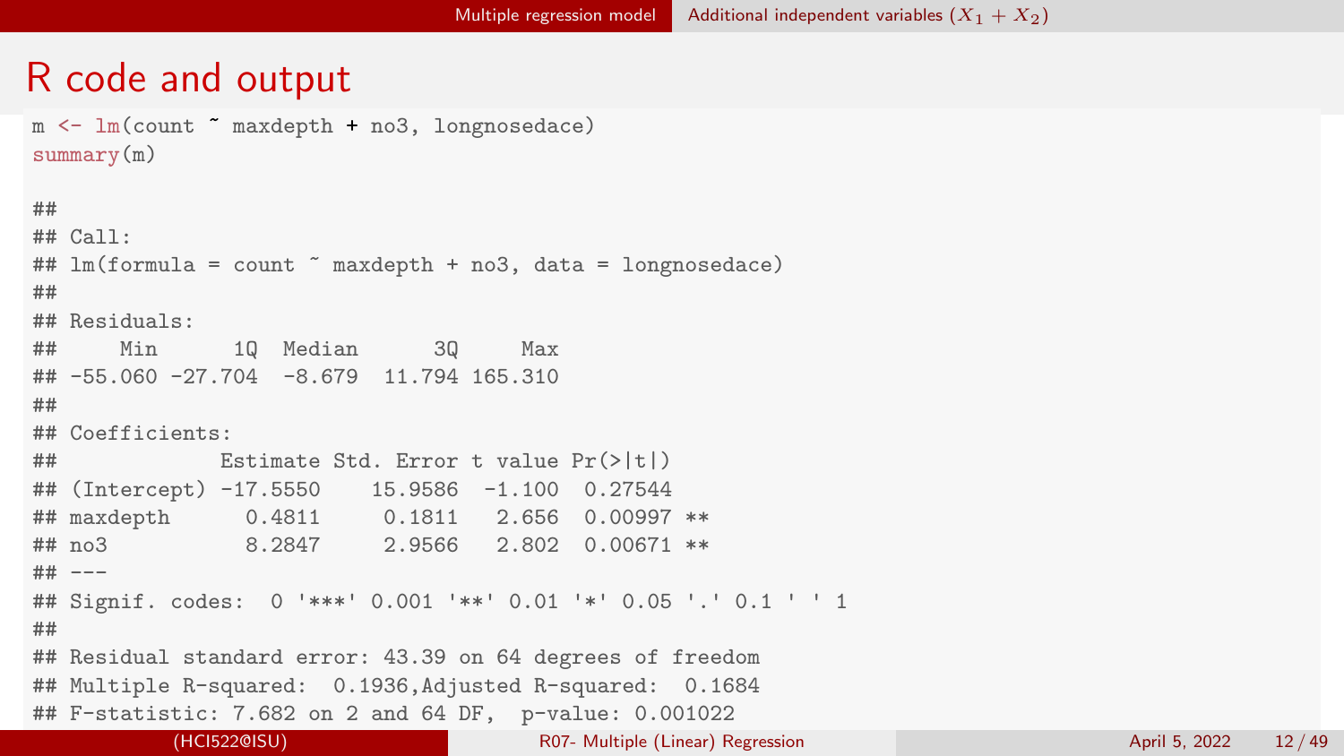# R code and output

```
m <- lm(count ~ maxdepth + no3, longnosedace)
summary(m)

##
## Call:
## lm(formula = count ~ maxdepth + no3, data = longnosedace)
##
## Residuals:
##     Min      1Q  Median      3Q     Max
## -55.060 -27.704  -8.679  11.794 165.310
##
## Coefficients:
##             Estimate Std. Error t value Pr(>|t|)
## (Intercept) -17.5550    15.9586  -1.100  0.27544
## maxdepth      0.4811     0.1811   2.656  0.00997 **
## no3           8.2847     2.9566   2.802  0.00671 **
## ---
## Signif. codes:  0 '***' 0.001 '**' 0.01 '*' 0.05 '.' 0.1 ' ' 1
##
## Residual standard error: 43.39 on 64 degrees of freedom
## Multiple R-squared:  0.1936,Adjusted R-squared:  0.1684
## F-statistic: 7.682 on 2 and 64 DF,  p-value: 0.001022
```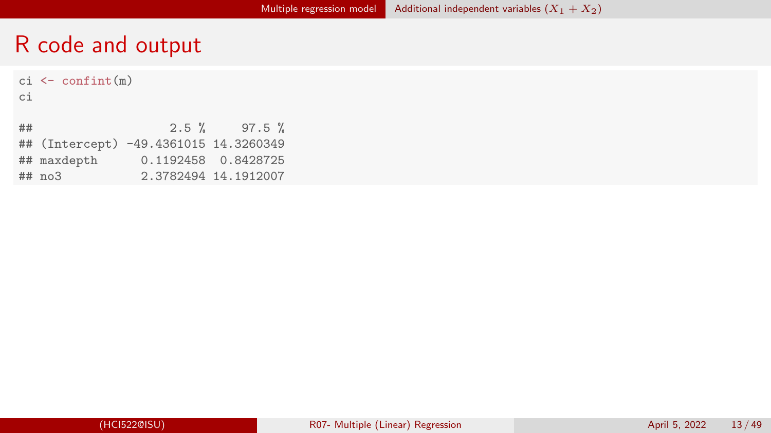# R code and output

```
ci <- confint(m)
ci

##                   2.5 %     97.5 %
## (Intercept) -49.4361015 14.3260349
## maxdepth      0.1192458  0.8428725
## no3           2.3782494 14.1912007
```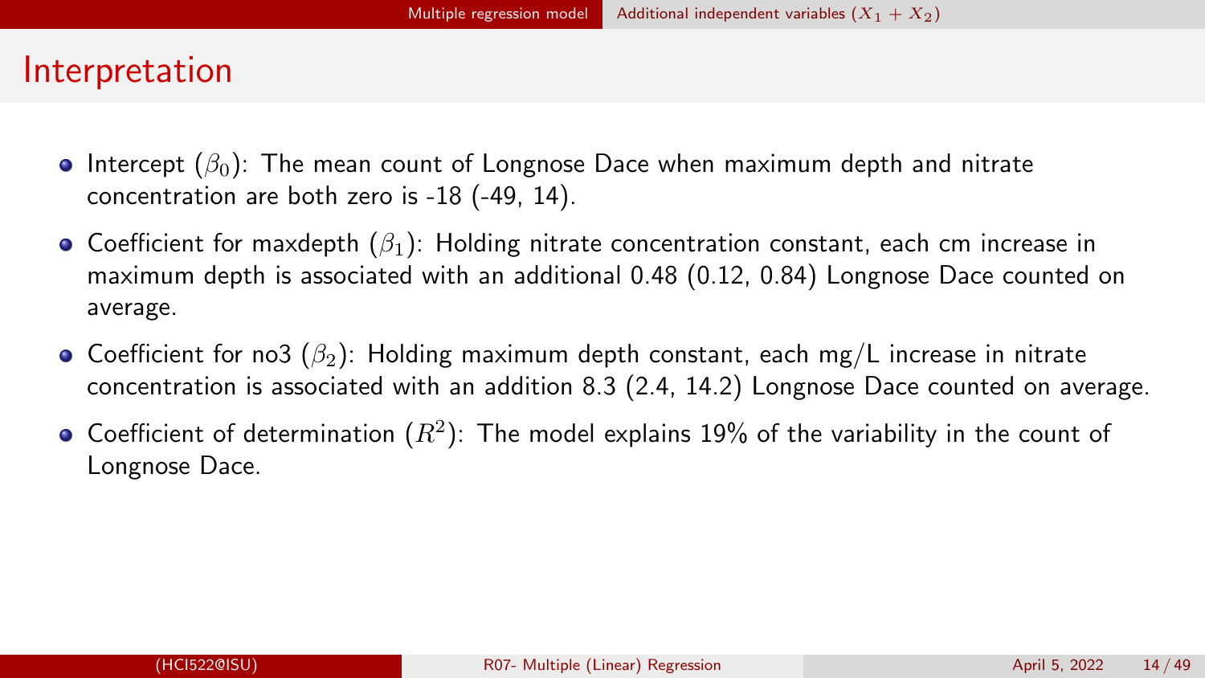# Interpretation

- Intercept ($\beta_0$): The mean count of Longnose Dace when maximum depth and nitrate concentration are both zero is -18 (-49, 14).
- Coefficient for maxdepth ($\beta_1$): Holding nitrate concentration constant, each cm increase in maximum depth is associated with an additional 0.48 (0.12, 0.84) Longnose Dace counted on average.
- Coefficient for no3 ($\beta_2$): Holding maximum depth constant, each mg/L increase in nitrate concentration is associated with an addition 8.3 (2.4, 14.2) Longnose Dace counted on average.
- Coefficient of determination ($R^2$): The model explains 19% of the variability in the count of Longnose Dace.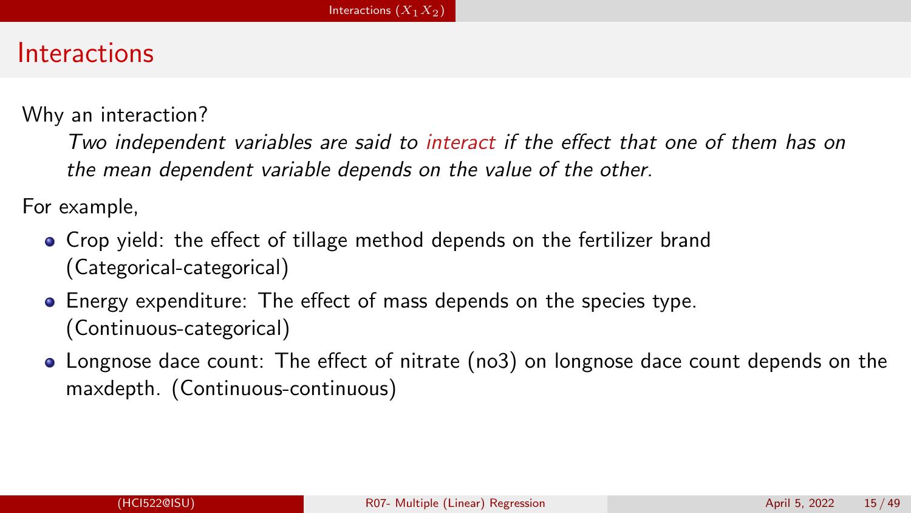# Interactions

Why an interaction?

> *Two independent variables are said to interact if the effect that one of them has on the mean dependent variable depends on the value of the other.*

For example,

- Crop yield: the effect of tillage method depends on the fertilizer brand (Categorical-categorical)
- Energy expenditure: The effect of mass depends on the species type. (Continuous-categorical)
- Longnose dace count: The effect of nitrate (no3) on longnose dace count depends on the maxdepth. (Continuous-continuous)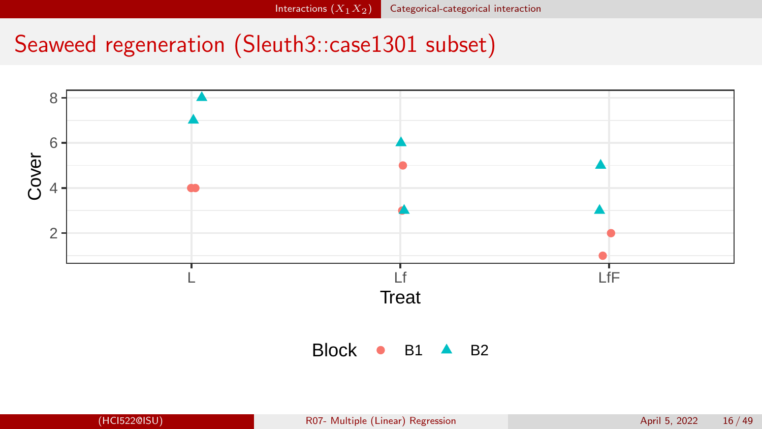# Seaweed regeneration (Sleuth3::case1301 subset)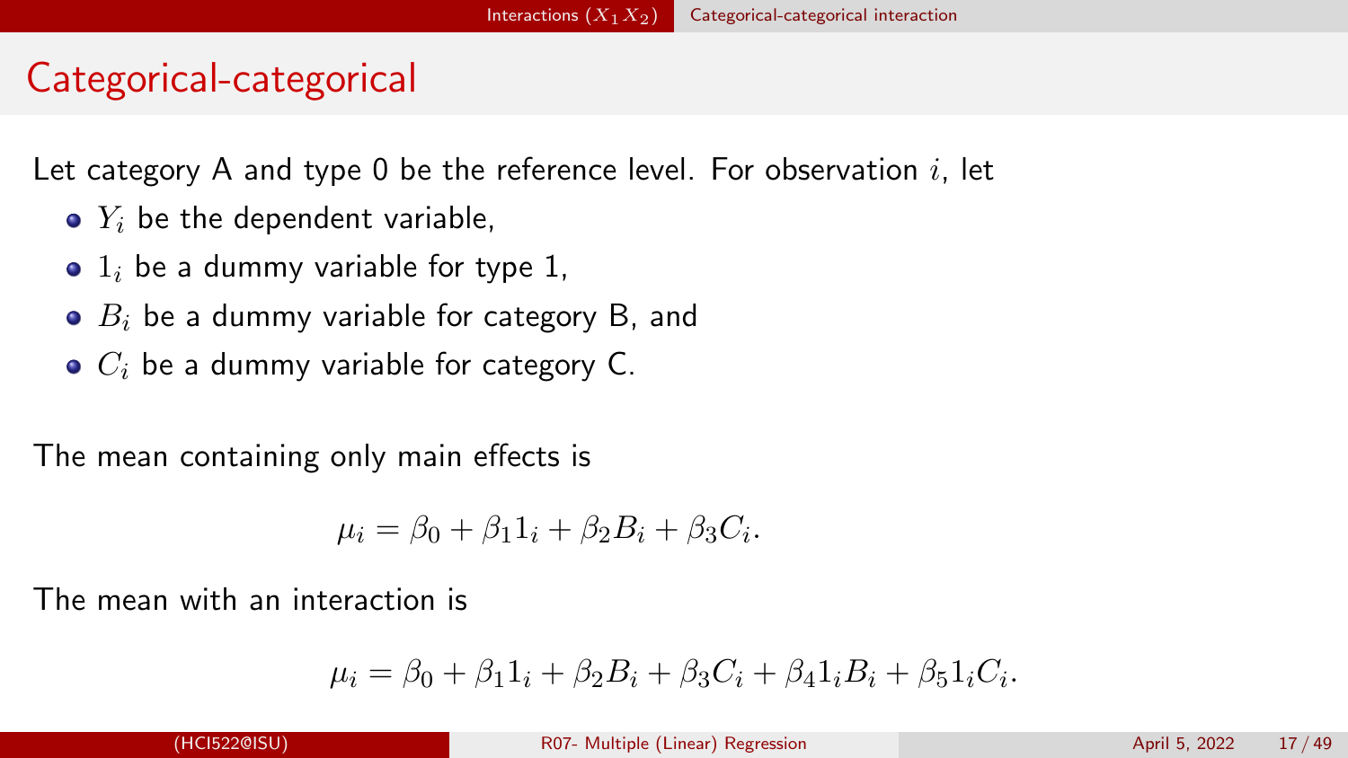## Categorical-categorical

Let category A and type 0 be the reference level. For observation $i$, let

- $Y_i$ be the dependent variable,
- $1_i$ be a dummy variable for type 1,
- $B_i$ be a dummy variable for category B, and
- $C_i$ be a dummy variable for category C.

The mean containing only main effects is

$$\mu_i = \beta_0 + \beta_1 1_i + \beta_2 B_i + \beta_3 C_i.$$

The mean with an interaction is

$$\mu_i = \beta_0 + \beta_1 1_i + \beta_2 B_i + \beta_3 C_i + \beta_4 1_i B_i + \beta_5 1_i C_i.$$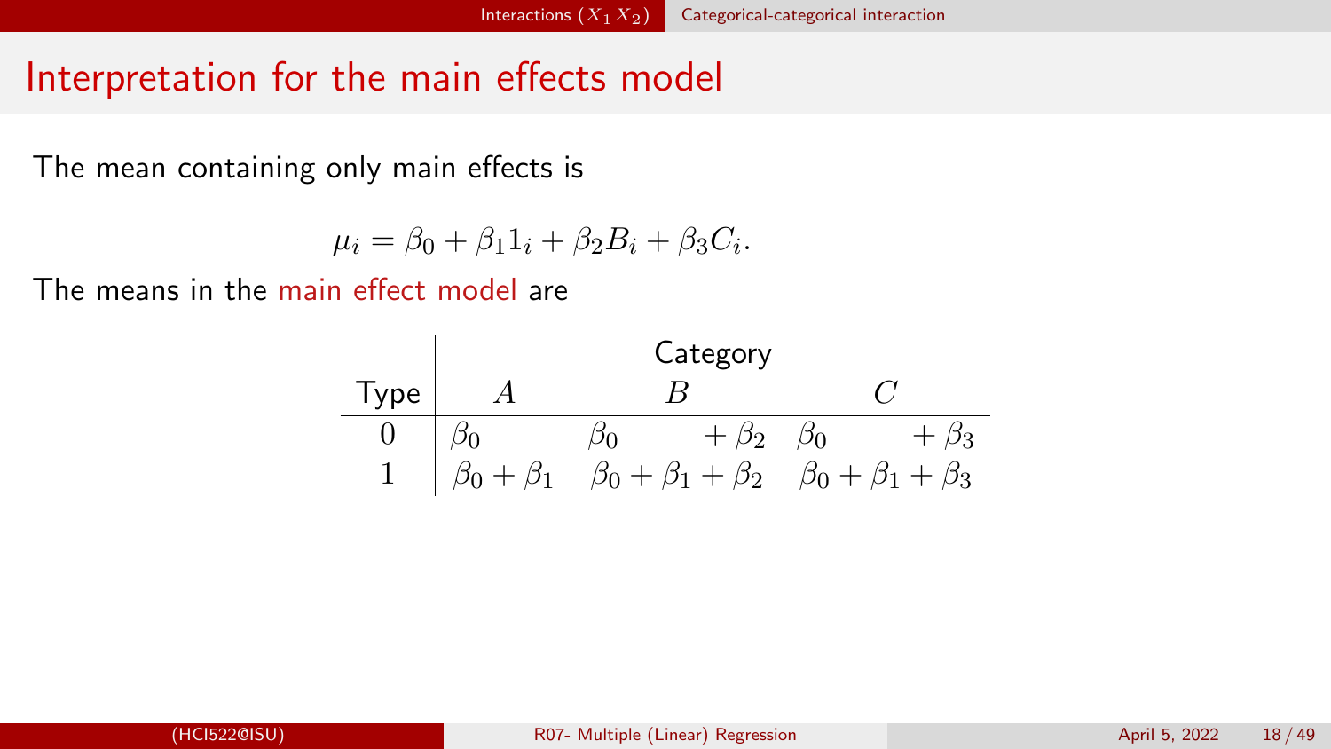# Interpretation for the main effects model

The mean containing only main effects is

$$\mu_i = \beta_0 + \beta_1 1_i + \beta_2 B_i + \beta_3 C_i.$$

The means in the main effect model are

| Type | Category | | |
|---|---|---|---|
| | $A$ | $B$ | $C$ |
| 0 | $\beta_0$ | $\beta_0 \quad + \beta_2$ | $\beta_0 \quad + \beta_3$ |
| 1 | $\beta_0 + \beta_1$ | $\beta_0 + \beta_1 + \beta_2$ | $\beta_0 + \beta_1 + \beta_3$ |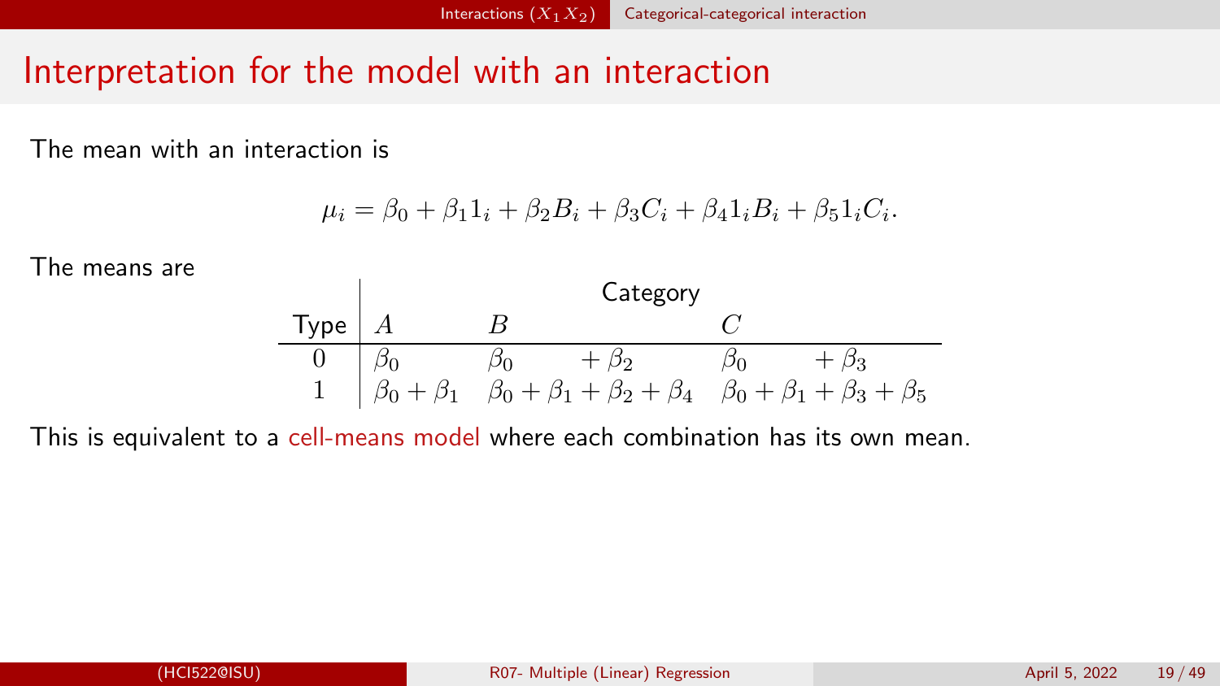# Interpretation for the model with an interaction

The mean with an interaction is

$$\mu_i = \beta_0 + \beta_1 1_i + \beta_2 B_i + \beta_3 C_i + \beta_4 1_i B_i + \beta_5 1_i C_i.$$

The means are

| | Category | | |
|---|---|---|---|
| Type | $A$ | $B$ | $C$ |
| 0 | $\beta_0$ | $\beta_0 \quad + \beta_2$ | $\beta_0 \quad + \beta_3$ |
| 1 | $\beta_0 + \beta_1$ | $\beta_0 + \beta_1 + \beta_2 + \beta_4$ | $\beta_0 + \beta_1 + \beta_3 + \beta_5$ |

This is equivalent to a cell-means model where each combination has its own mean.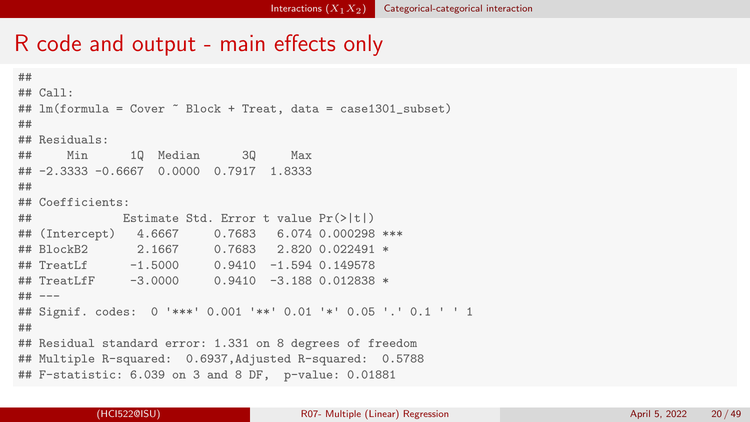# R code and output - main effects only

```
##
## Call:
## lm(formula = Cover ~ Block + Treat, data = case1301_subset)
##
## Residuals:
##     Min      1Q  Median      3Q     Max
## -2.3333 -0.6667  0.0000  0.7917  1.8333
##
## Coefficients:
##             Estimate Std. Error t value Pr(>|t|)
## (Intercept)   4.6667     0.7683   6.074 0.000298 ***
## BlockB2       2.1667     0.7683   2.820 0.022491 *
## TreatLf      -1.5000     0.9410  -1.594 0.149578
## TreatLfF     -3.0000     0.9410  -3.188 0.012838 *
## ---
## Signif. codes:  0 '***' 0.001 '**' 0.01 '*' 0.05 '.' 0.1 ' ' 1
##
## Residual standard error: 1.331 on 8 degrees of freedom
## Multiple R-squared:  0.6937,Adjusted R-squared:  0.5788
## F-statistic: 6.039 on 3 and 8 DF,  p-value: 0.01881
```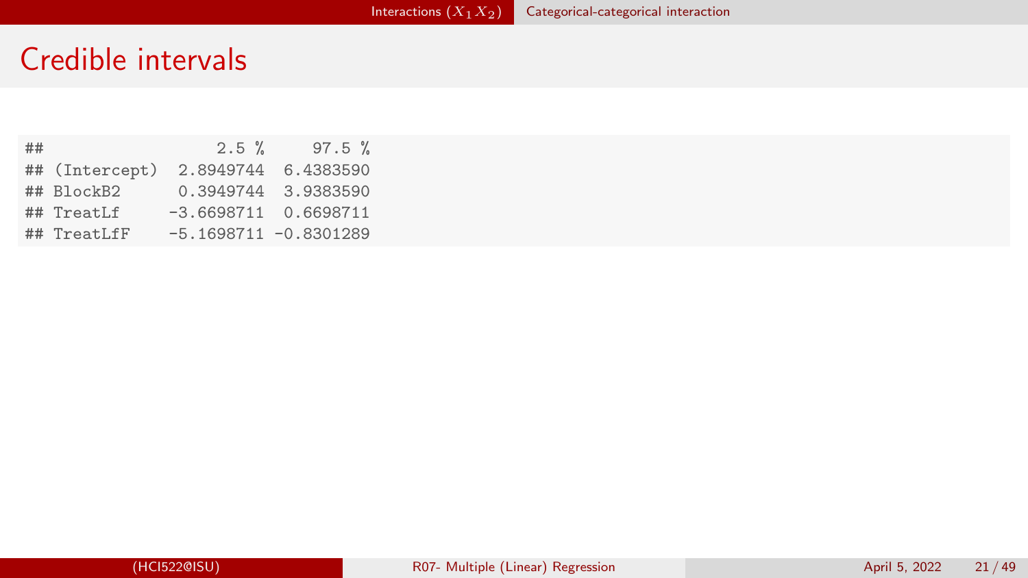# Credible intervals

```
##                   2.5 %     97.5 %
## (Intercept)  2.8949744  6.4383590
## BlockB2      0.3949744  3.9383590
## TreatLf     -3.6698711  0.6698711
## TreatLfF    -5.1698711 -0.8301289
```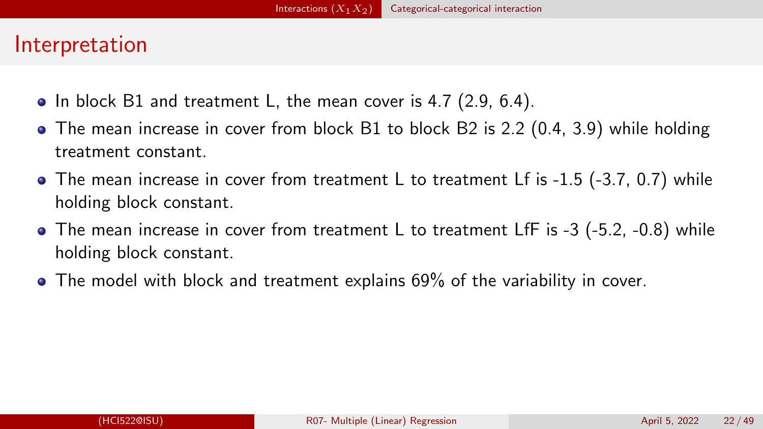# Interpretation

- In block B1 and treatment L, the mean cover is 4.7 (2.9, 6.4).
- The mean increase in cover from block B1 to block B2 is 2.2 (0.4, 3.9) while holding treatment constant.
- The mean increase in cover from treatment L to treatment Lf is -1.5 (-3.7, 0.7) while holding block constant.
- The mean increase in cover from treatment L to treatment LfF is -3 (-5.2, -0.8) while holding block constant.
- The model with block and treatment explains 69% of the variability in cover.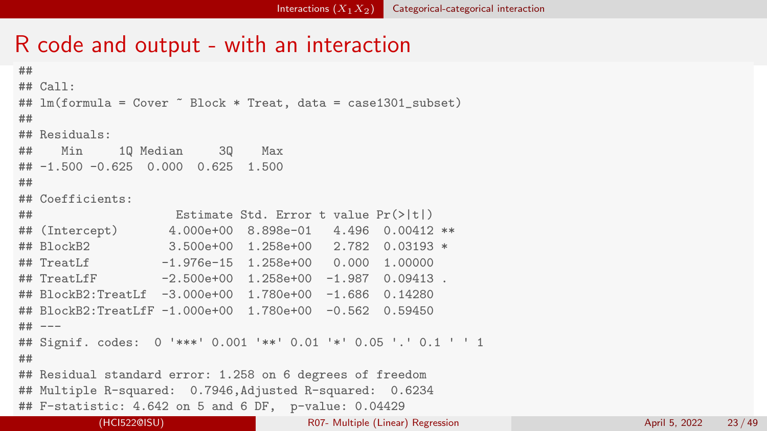# R code and output - with an interaction

```
##
## Call:
## lm(formula = Cover ~ Block * Treat, data = case1301_subset)
##
## Residuals:
##    Min     1Q Median     3Q    Max
## -1.500 -0.625  0.000  0.625  1.500
##
## Coefficients:
##                    Estimate Std. Error t value Pr(>|t|)
## (Intercept)       4.000e+00  8.898e-01   4.496  0.00412 **
## BlockB2           3.500e+00  1.258e+00   2.782  0.03193 *
## TreatLf          -1.976e-15  1.258e+00   0.000  1.00000
## TreatLfF         -2.500e+00  1.258e+00  -1.987  0.09413 .
## BlockB2:TreatLf  -3.000e+00  1.780e+00  -1.686  0.14280
## BlockB2:TreatLfF -1.000e+00  1.780e+00  -0.562  0.59450
## ---
## Signif. codes:  0 '***' 0.001 '**' 0.01 '*' 0.05 '.' 0.1 ' ' 1
##
## Residual standard error: 1.258 on 6 degrees of freedom
## Multiple R-squared:  0.7946,Adjusted R-squared:  0.6234
## F-statistic: 4.642 on 5 and 6 DF,  p-value: 0.04429
```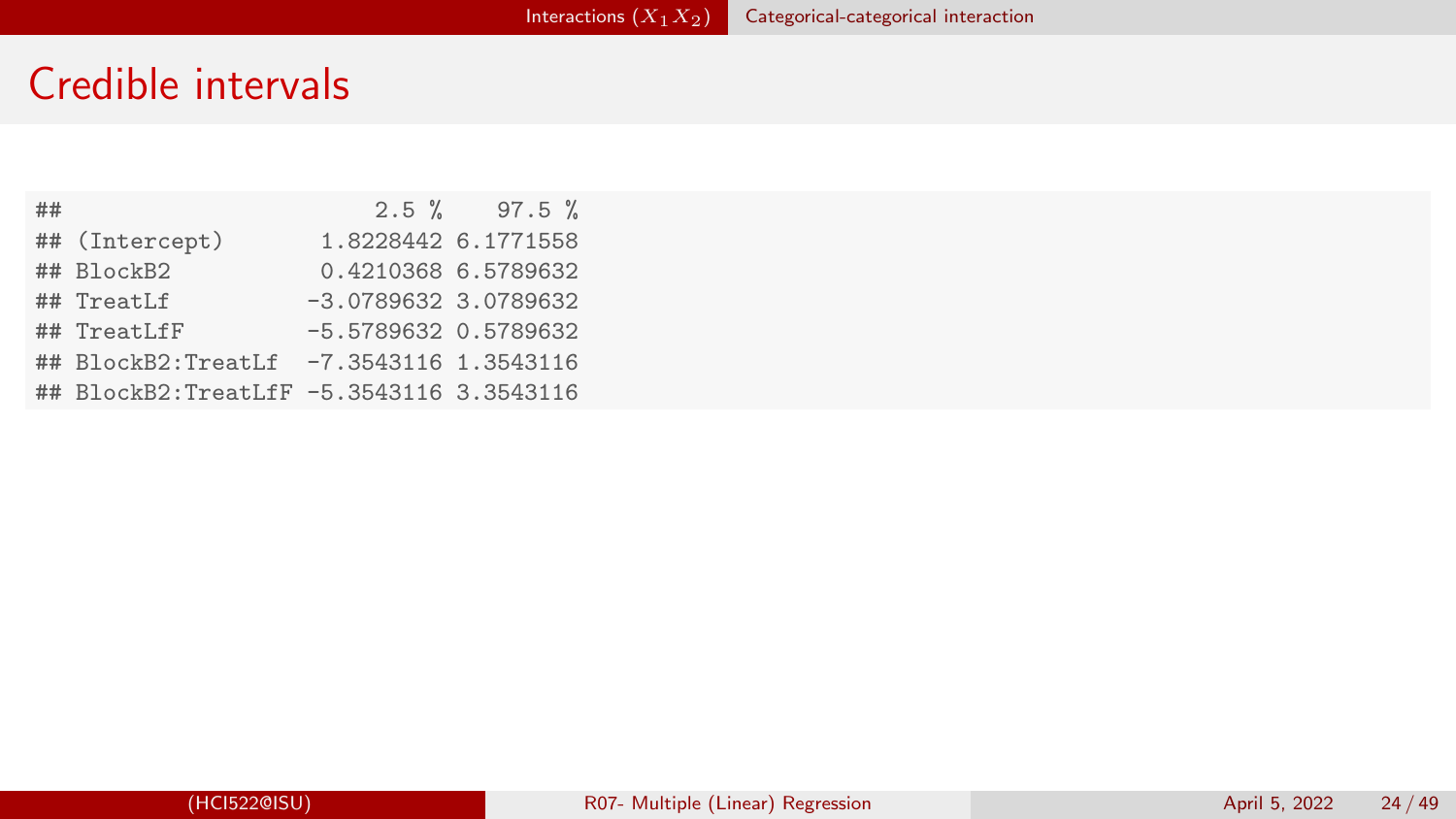# Credible intervals

```
##                       2.5 %    97.5 %
## (Intercept)       1.8228442 6.1771558
## BlockB2           0.4210368 6.5789632
## TreatLf          -3.0789632 3.0789632
## TreatLfF         -5.5789632 0.5789632
## BlockB2:TreatLf  -7.3543116 1.3543116
## BlockB2:TreatLfF -5.3543116 3.3543116
```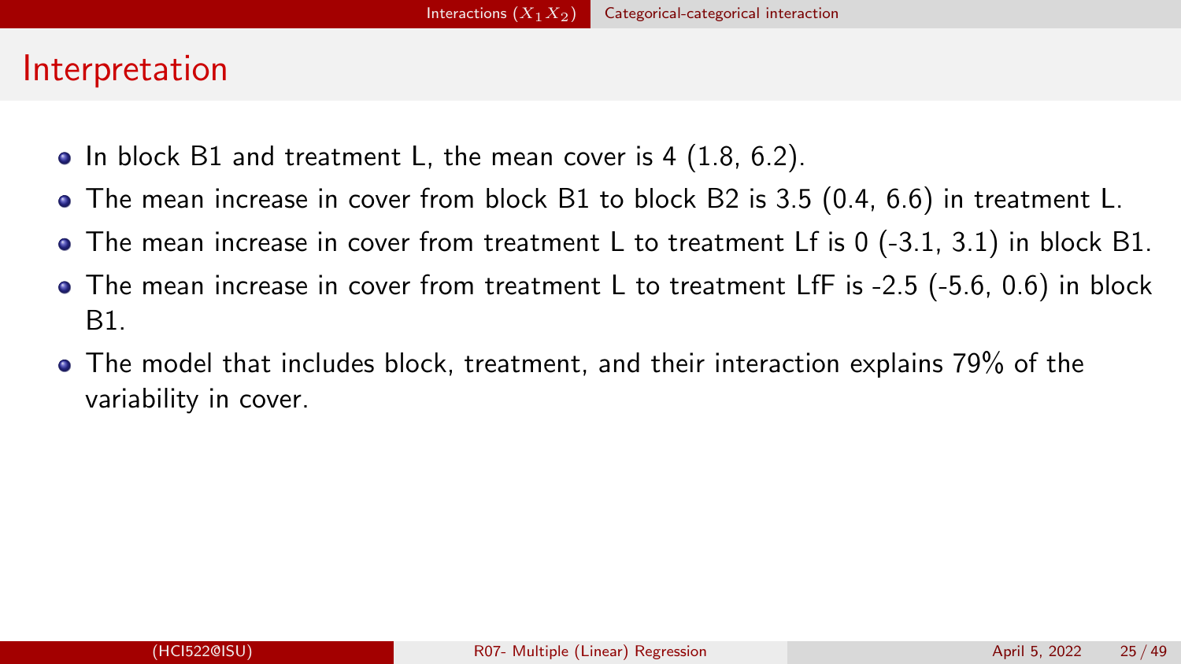# Interpretation

- In block B1 and treatment L, the mean cover is 4 (1.8, 6.2).
- The mean increase in cover from block B1 to block B2 is 3.5 (0.4, 6.6) in treatment L.
- The mean increase in cover from treatment L to treatment Lf is 0 (-3.1, 3.1) in block B1.
- The mean increase in cover from treatment L to treatment LfF is -2.5 (-5.6, 0.6) in block B1.
- The model that includes block, treatment, and their interaction explains 79% of the variability in cover.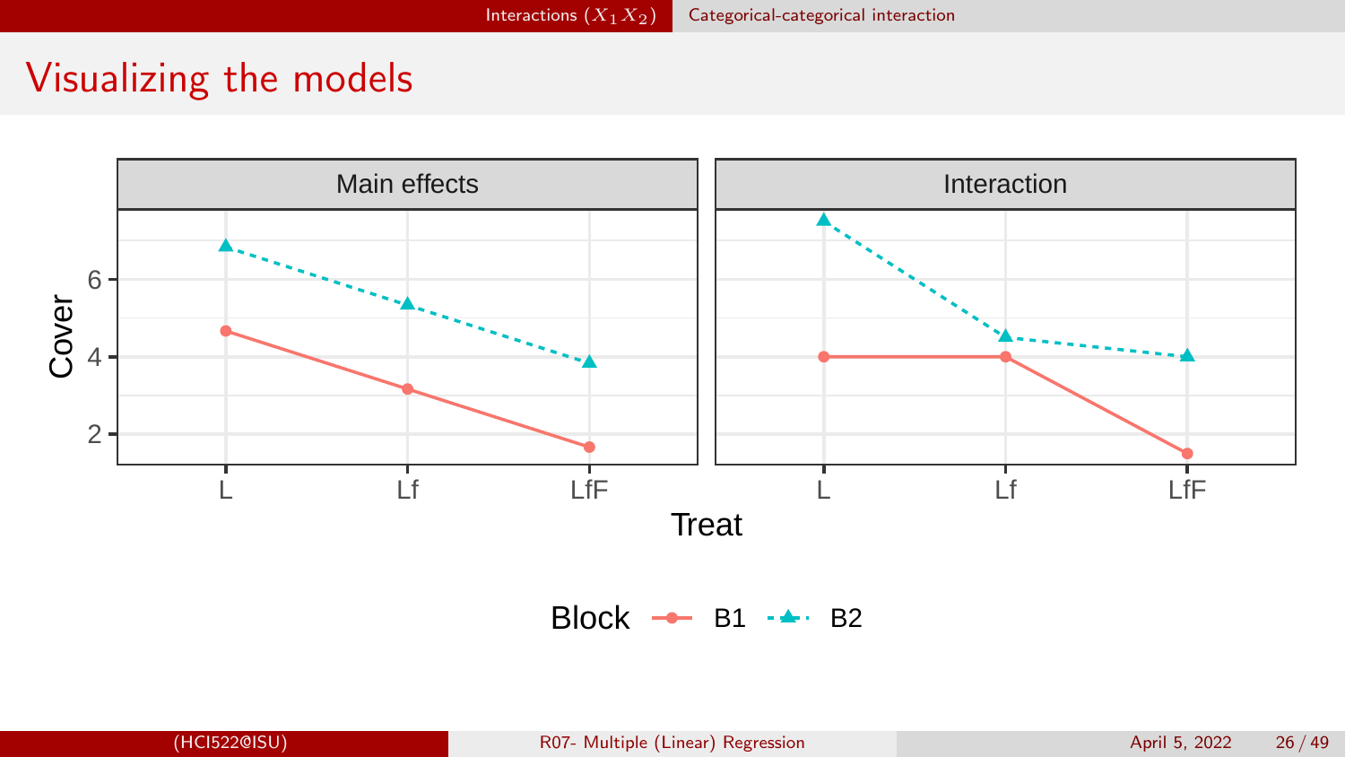# Visualizing the models

Main effects | Interaction

Cover

Treat: L, Lf, LfF

Block: B1, B2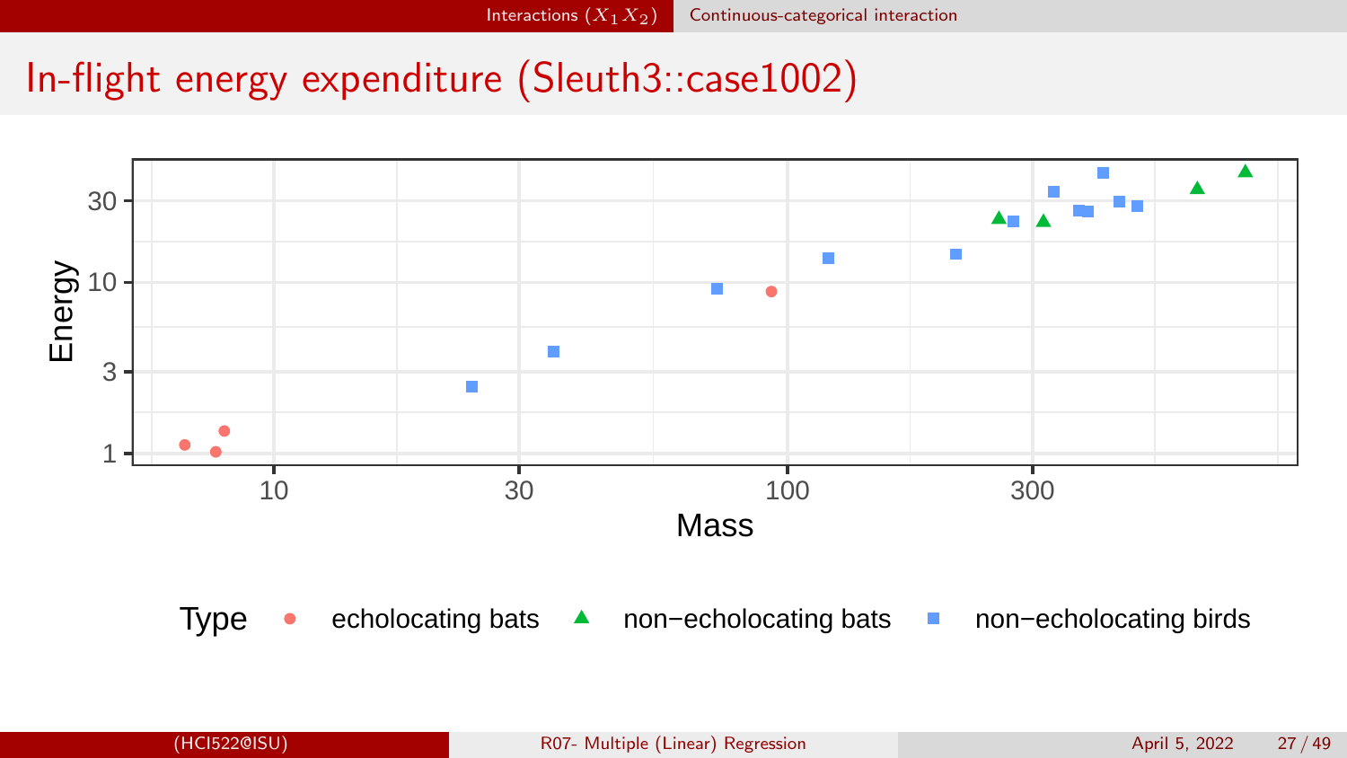# In-flight energy expenditure (Sleuth3::case1002)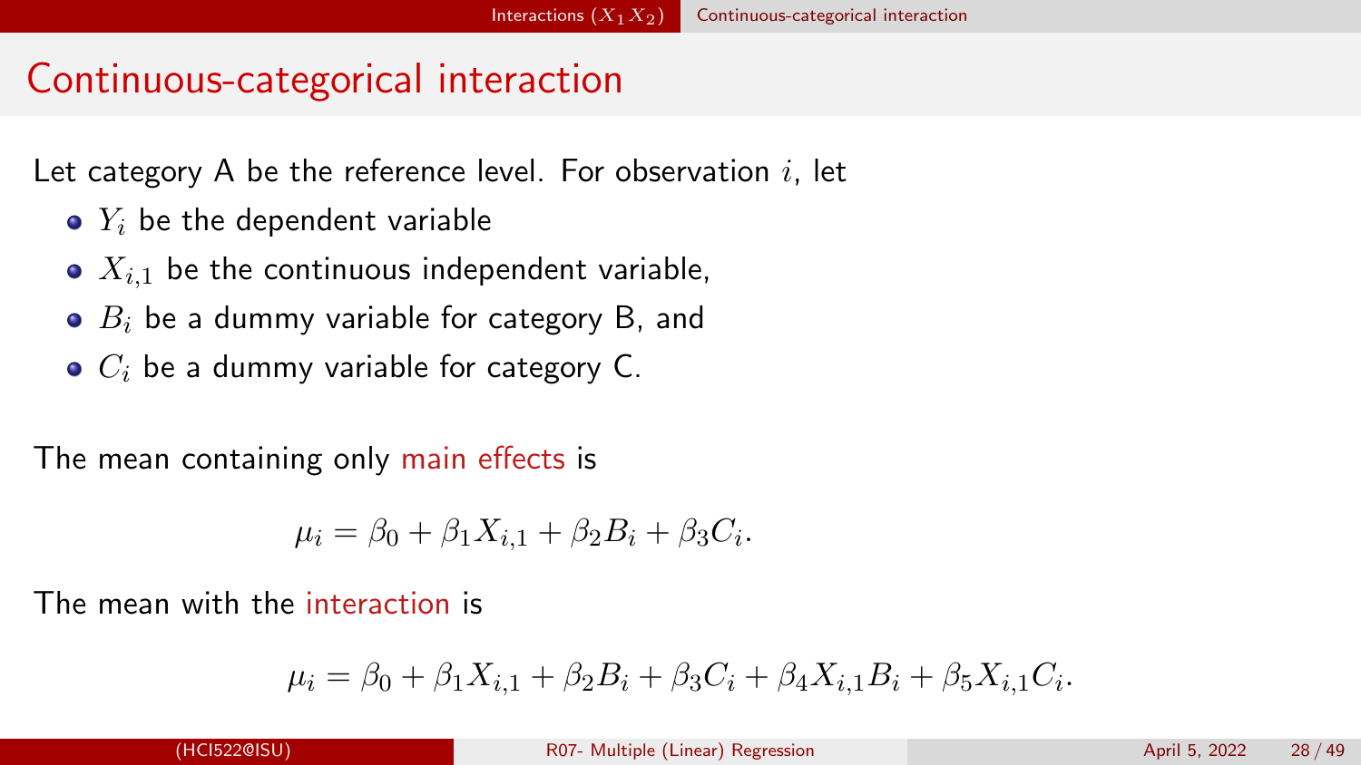# Continuous-categorical interaction

Let category A be the reference level. For observation $i$, let

- $Y_i$ be the dependent variable
- $X_{i,1}$ be the continuous independent variable,
- $B_i$ be a dummy variable for category B, and
- $C_i$ be a dummy variable for category C.

The mean containing only main effects is

$$\mu_i = \beta_0 + \beta_1 X_{i,1} + \beta_2 B_i + \beta_3 C_i.$$

The mean with the interaction is

$$\mu_i = \beta_0 + \beta_1 X_{i,1} + \beta_2 B_i + \beta_3 C_i + \beta_4 X_{i,1} B_i + \beta_5 X_{i,1} C_i.$$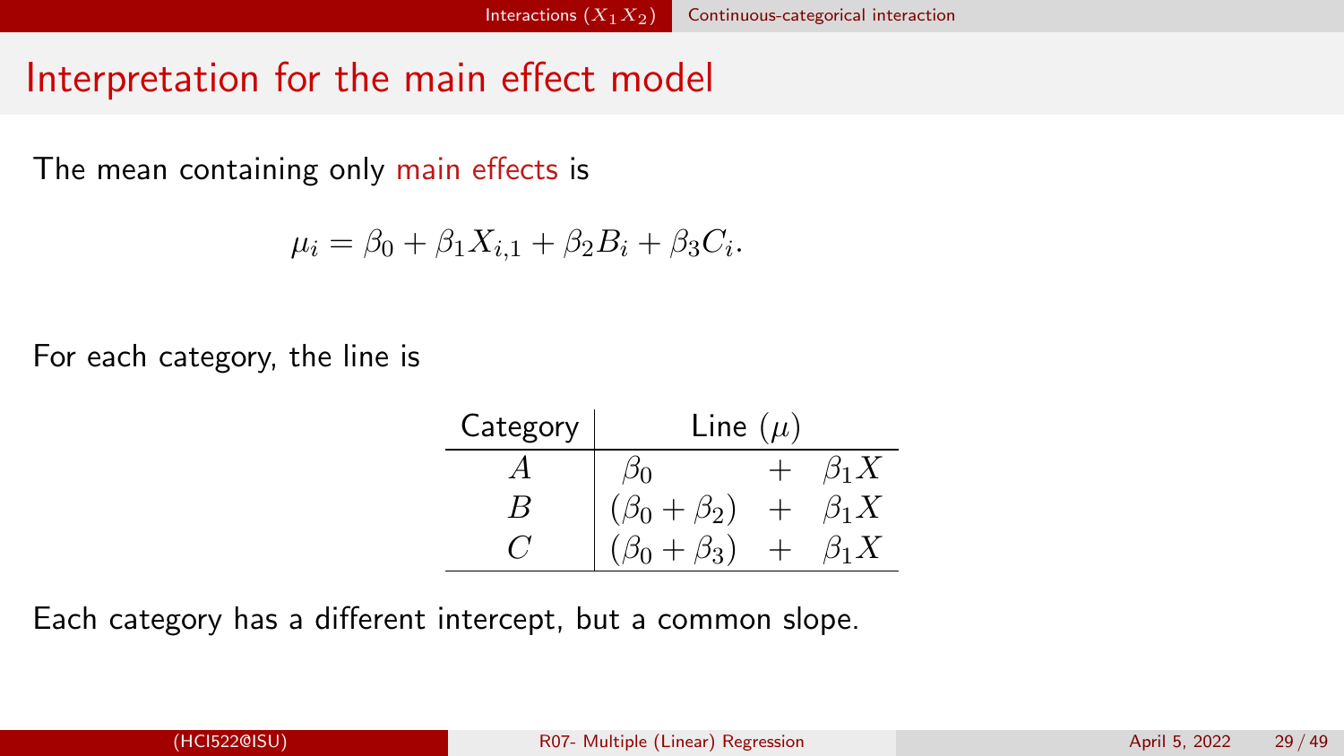# Interpretation for the main effect model

The mean containing only main effects is

$$\mu_i = \beta_0 + \beta_1 X_{i,1} + \beta_2 B_i + \beta_3 C_i.$$

For each category, the line is

| Category | Line ($\mu$) | | |
|---|---|---|---|
| $A$ | $\beta_0$ | $+$ | $\beta_1 X$ |
| $B$ | $(\beta_0 + \beta_2)$ | $+$ | $\beta_1 X$ |
| $C$ | $(\beta_0 + \beta_3)$ | $+$ | $\beta_1 X$ |

Each category has a different intercept, but a common slope.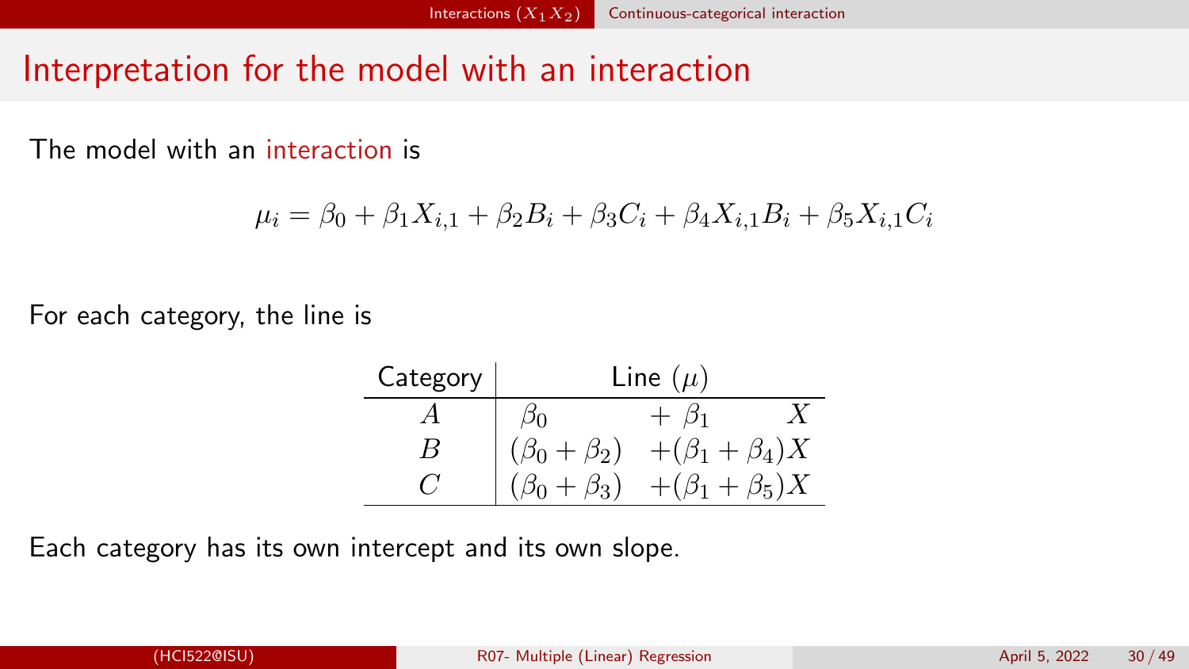# Interpretation for the model with an interaction

The model with an interaction is

$$\mu_i = \beta_0 + \beta_1 X_{i,1} + \beta_2 B_i + \beta_3 C_i + \beta_4 X_{i,1} B_i + \beta_5 X_{i,1} C_i$$

For each category, the line is

| Category | Line ($\mu$) | |
|---|---|---|
| $A$ | $\beta_0$ | $+ \beta_1 X$ |
| $B$ | $(\beta_0 + \beta_2)$ | $+(\beta_1 + \beta_4)X$ |
| $C$ | $(\beta_0 + \beta_3)$ | $+(\beta_1 + \beta_5)X$ |

Each category has its own intercept and its own slope.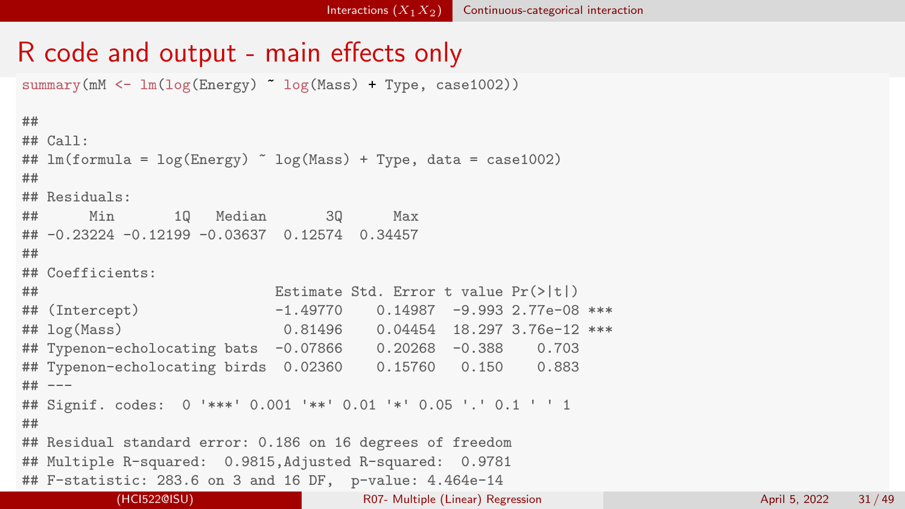# R code and output - main effects only

```
summary(mM <- lm(log(Energy) ~ log(Mass) + Type, case1002))

##
## Call:
## lm(formula = log(Energy) ~ log(Mass) + Type, data = case1002)
##
## Residuals:
##      Min       1Q   Median       3Q      Max
## -0.23224 -0.12199 -0.03637  0.12574  0.34457
##
## Coefficients:
##                          Estimate Std. Error t value Pr(>|t|)
## (Intercept)              -1.49770    0.14987  -9.993 2.77e-08 ***
## log(Mass)                 0.81496    0.04454  18.297 3.76e-12 ***
## Typenon-echolocating bats -0.07866    0.20268  -0.388    0.703
## Typenon-echolocating birds  0.02360    0.15760   0.150    0.883
## ---
## Signif. codes:  0 '***' 0.001 '**' 0.01 '*' 0.05 '.' 0.1 ' ' 1
##
## Residual standard error: 0.186 on 16 degrees of freedom
## Multiple R-squared:  0.9815,Adjusted R-squared:  0.9781
## F-statistic: 283.6 on 3 and 16 DF,  p-value: 4.464e-14
```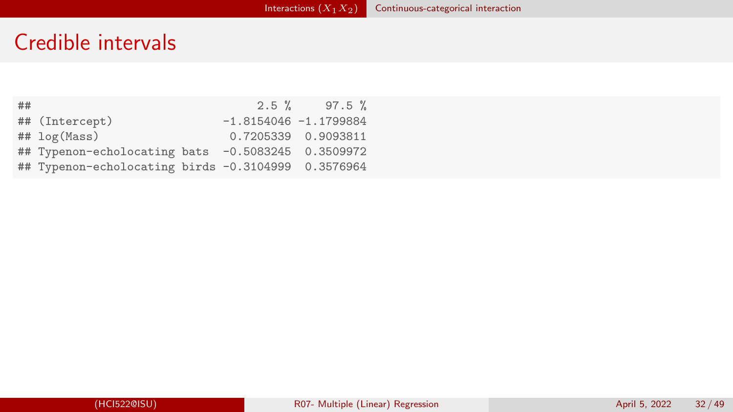# Credible intervals

```
##                                 2.5 %     97.5 %
## (Intercept)                -1.8154046 -1.1799884
## log(Mass)                   0.7205339  0.9093811
## Typenon-echolocating bats  -0.5083245  0.3509972
## Typenon-echolocating birds -0.3104999  0.3576964
```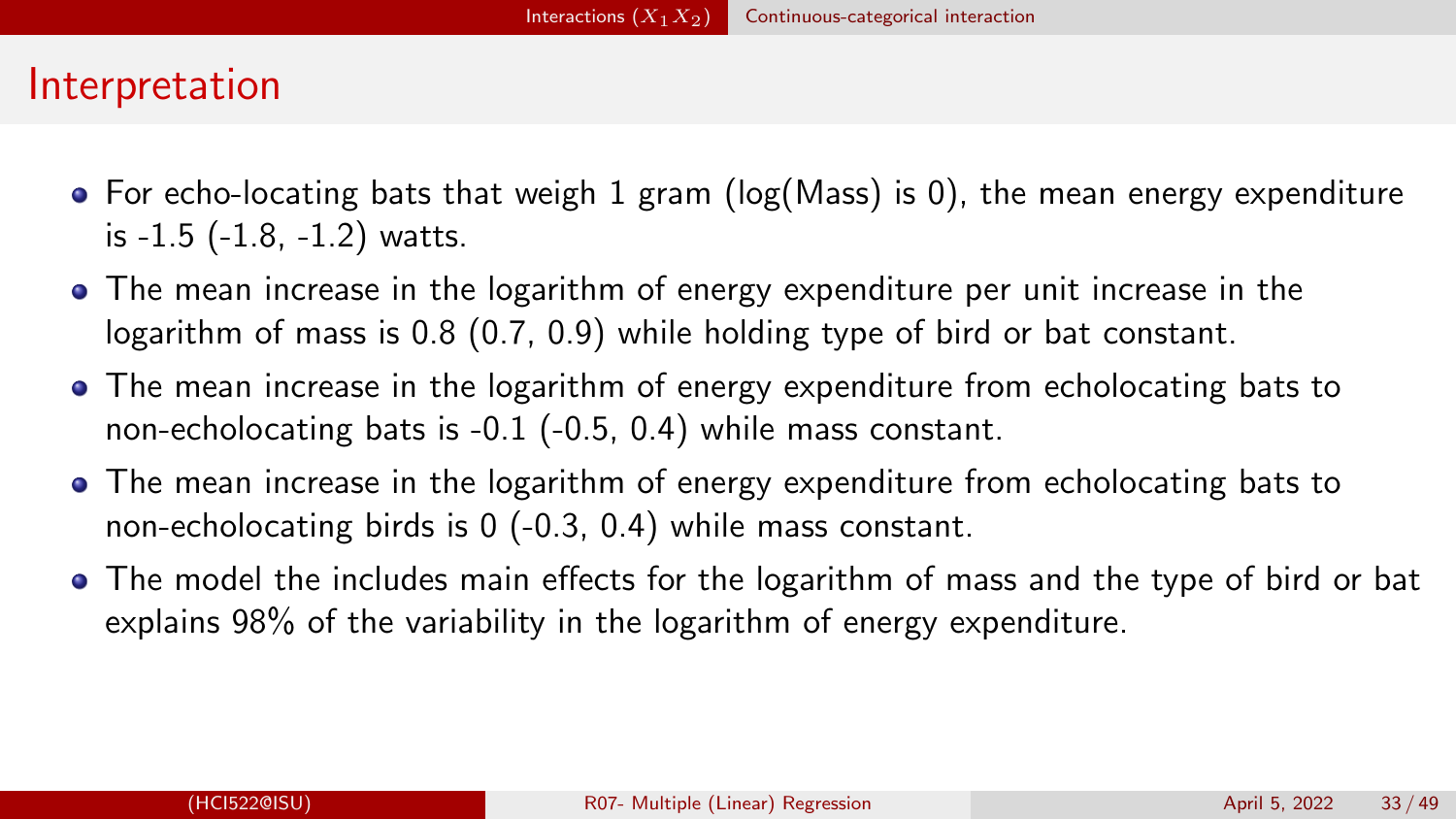# Interpretation

- For echo-locating bats that weigh 1 gram (log(Mass) is 0), the mean energy expenditure is -1.5 (-1.8, -1.2) watts.
- The mean increase in the logarithm of energy expenditure per unit increase in the logarithm of mass is 0.8 (0.7, 0.9) while holding type of bird or bat constant.
- The mean increase in the logarithm of energy expenditure from echolocating bats to non-echolocating bats is -0.1 (-0.5, 0.4) while mass constant.
- The mean increase in the logarithm of energy expenditure from echolocating bats to non-echolocating birds is 0 (-0.3, 0.4) while mass constant.
- The model the includes main effects for the logarithm of mass and the type of bird or bat explains 98% of the variability in the logarithm of energy expenditure.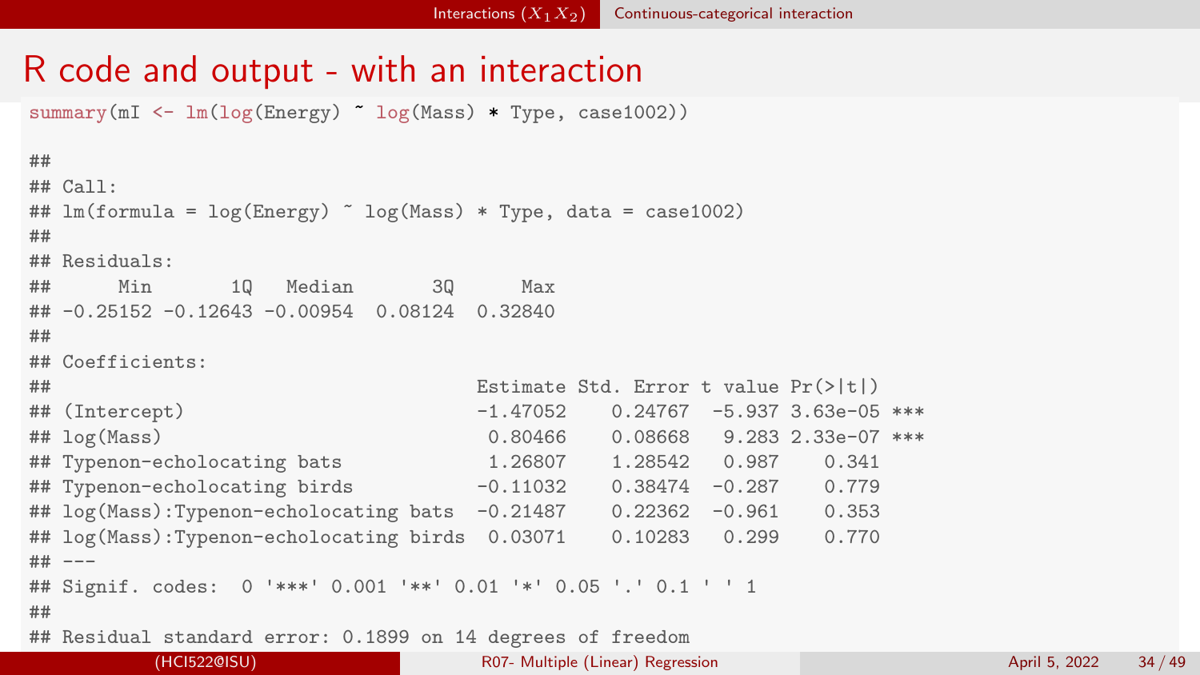# R code and output - with an interaction

```
summary(mI <- lm(log(Energy) ~ log(Mass) * Type, case1002))

##
## Call:
## lm(formula = log(Energy) ~ log(Mass) * Type, data = case1002)
##
## Residuals:
##      Min       1Q   Median       3Q      Max
## -0.25152 -0.12643 -0.00954  0.08124  0.32840
##
## Coefficients:
##                                   Estimate Std. Error t value Pr(>|t|)
## (Intercept)                       -1.47052    0.24767  -5.937 3.63e-05 ***
## log(Mass)                          0.80466    0.08668   9.283 2.33e-07 ***
## Typenon-echolocating bats          1.26807    1.28542   0.987    0.341
## Typenon-echolocating birds        -0.11032    0.38474  -0.287    0.779
## log(Mass):Typenon-echolocating bats  -0.21487    0.22362  -0.961    0.353
## log(Mass):Typenon-echolocating birds  0.03071    0.10283   0.299    0.770
## ---
## Signif. codes:  0 '***' 0.001 '**' 0.01 '*' 0.05 '.' 0.1 ' ' 1
##
## Residual standard error: 0.1899 on 14 degrees of freedom
```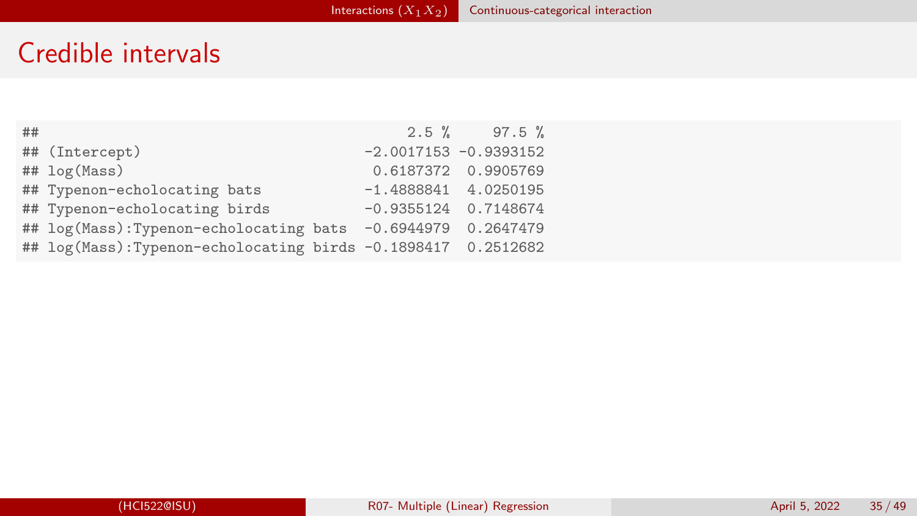# Credible intervals

```
##                                          2.5 %     97.5 %
## (Intercept)                         -2.0017153 -0.9393152
## log(Mass)                            0.6187372  0.9905769
## Typenon-echolocating bats           -1.4888841  4.0250195
## Typenon-echolocating birds          -0.9355124  0.7148674
## log(Mass):Typenon-echolocating bats  -0.6944979  0.2647479
## log(Mass):Typenon-echolocating birds -0.1898417  0.2512682
```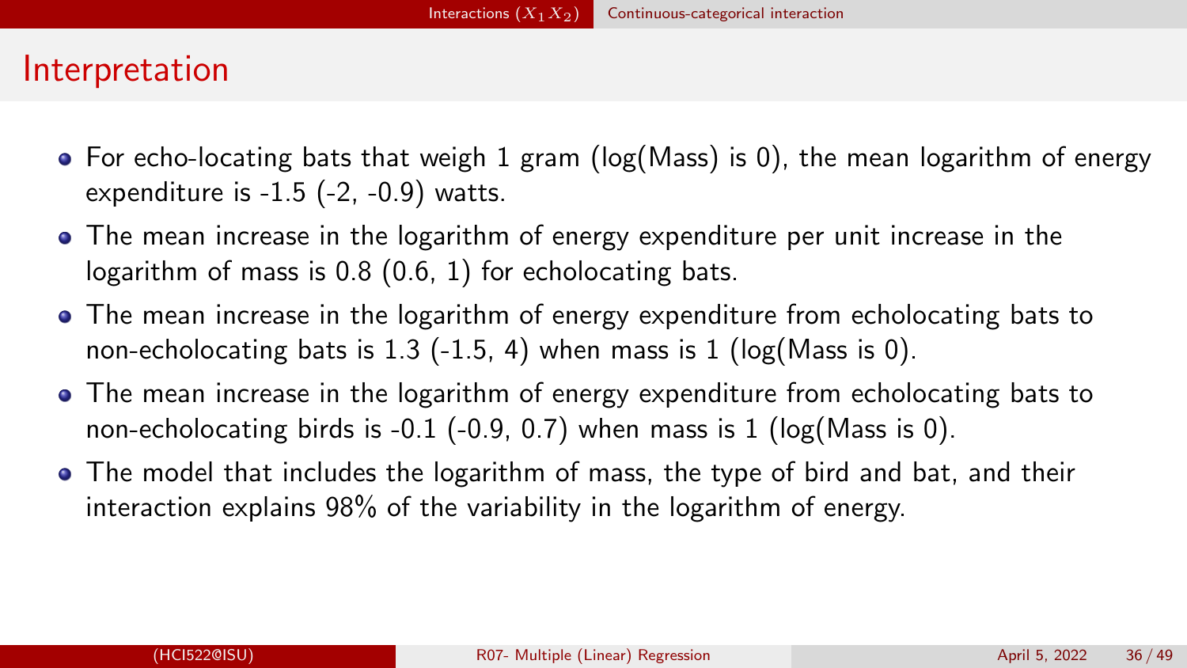# Interpretation

- For echo-locating bats that weigh 1 gram (log(Mass) is 0), the mean logarithm of energy expenditure is -1.5 (-2, -0.9) watts.
- The mean increase in the logarithm of energy expenditure per unit increase in the logarithm of mass is 0.8 (0.6, 1) for echolocating bats.
- The mean increase in the logarithm of energy expenditure from echolocating bats to non-echolocating bats is 1.3 (-1.5, 4) when mass is 1 (log(Mass is 0).
- The mean increase in the logarithm of energy expenditure from echolocating bats to non-echolocating birds is -0.1 (-0.9, 0.7) when mass is 1 (log(Mass is 0).
- The model that includes the logarithm of mass, the type of bird and bat, and their interaction explains 98% of the variability in the logarithm of energy.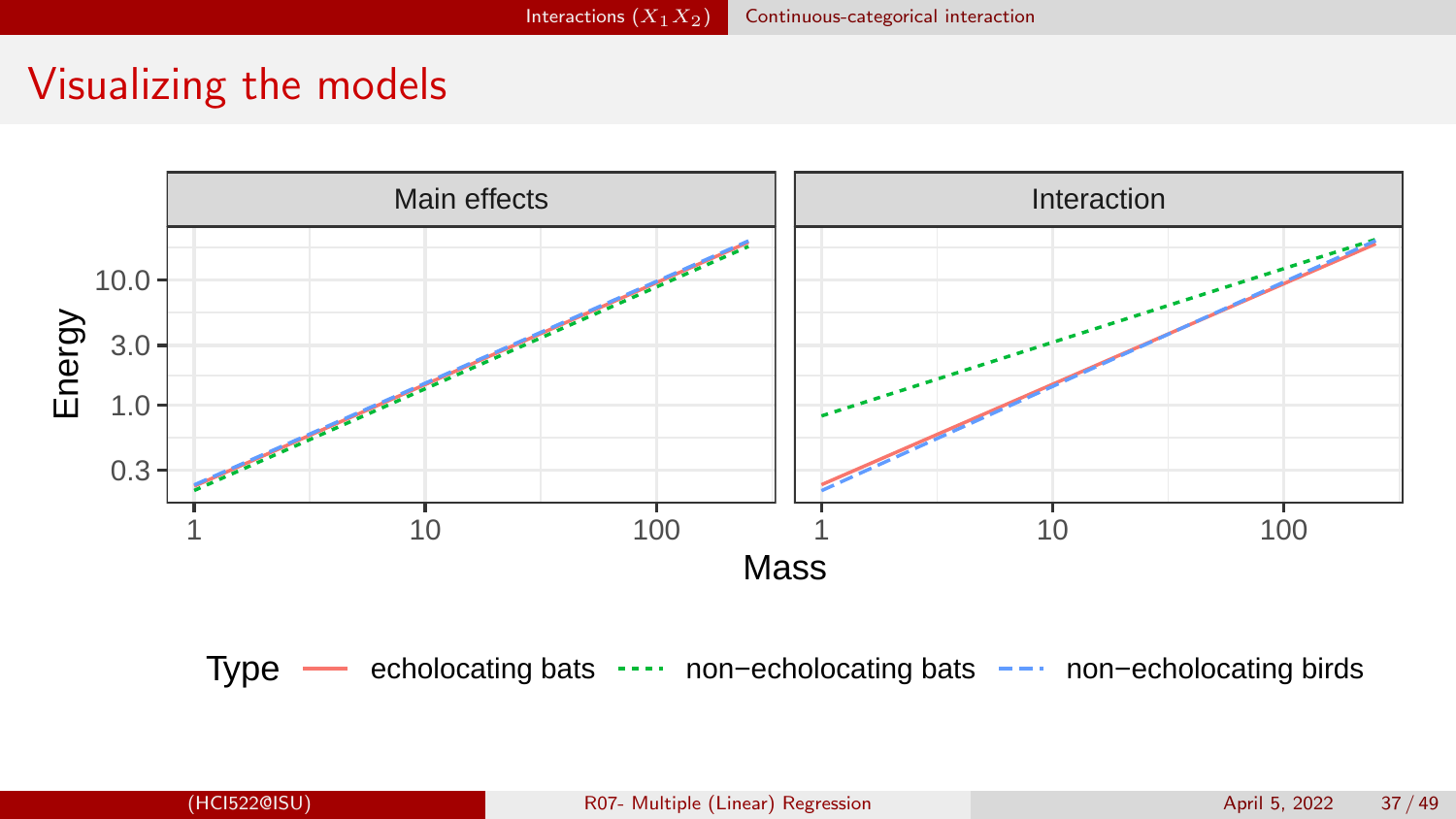# Visualizing the models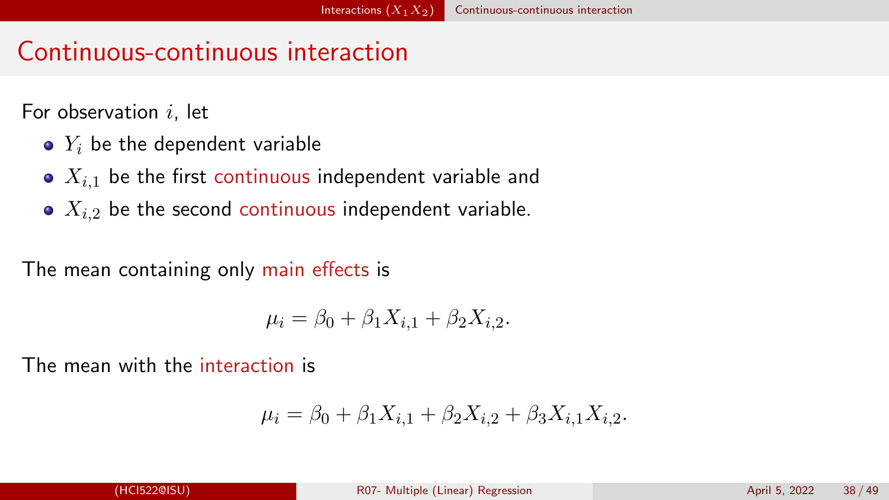# Continuous-continuous interaction

For observation $i$, let

- $Y_i$ be the dependent variable
- $X_{i,1}$ be the first continuous independent variable and
- $X_{i,2}$ be the second continuous independent variable.

The mean containing only main effects is

$$\mu_i = \beta_0 + \beta_1 X_{i,1} + \beta_2 X_{i,2}.$$

The mean with the interaction is

$$\mu_i = \beta_0 + \beta_1 X_{i,1} + \beta_2 X_{i,2} + \beta_3 X_{i,1} X_{i,2}.$$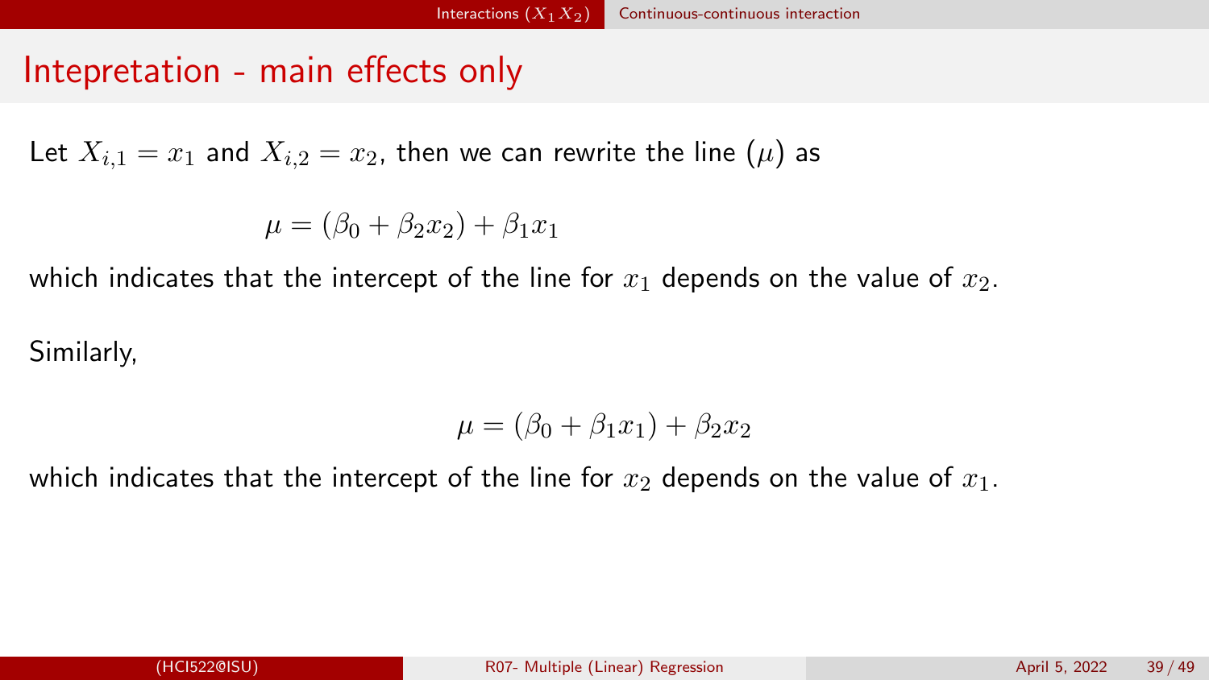# Intepretation - main effects only

Let $X_{i,1} = x_1$ and $X_{i,2} = x_2$, then we can rewrite the line ($\mu$) as

$$\mu = (\beta_0 + \beta_2 x_2) + \beta_1 x_1$$

which indicates that the intercept of the line for $x_1$ depends on the value of $x_2$.

Similarly,

$$\mu = (\beta_0 + \beta_1 x_1) + \beta_2 x_2$$

which indicates that the intercept of the line for $x_2$ depends on the value of $x_1$.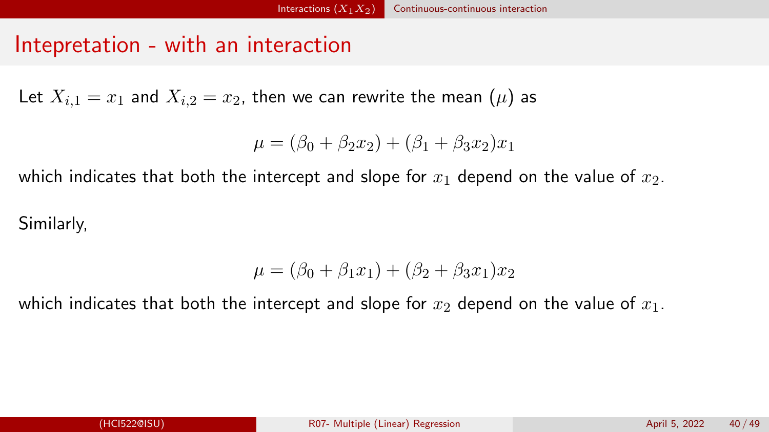# Intepretation - with an interaction

Let $X_{i,1} = x_1$ and $X_{i,2} = x_2$, then we can rewrite the mean ($\mu$) as

$$\mu = (\beta_0 + \beta_2 x_2) + (\beta_1 + \beta_3 x_2)x_1$$

which indicates that both the intercept and slope for $x_1$ depend on the value of $x_2$.

Similarly,

$$\mu = (\beta_0 + \beta_1 x_1) + (\beta_2 + \beta_3 x_1)x_2$$

which indicates that both the intercept and slope for $x_2$ depend on the value of $x_1$.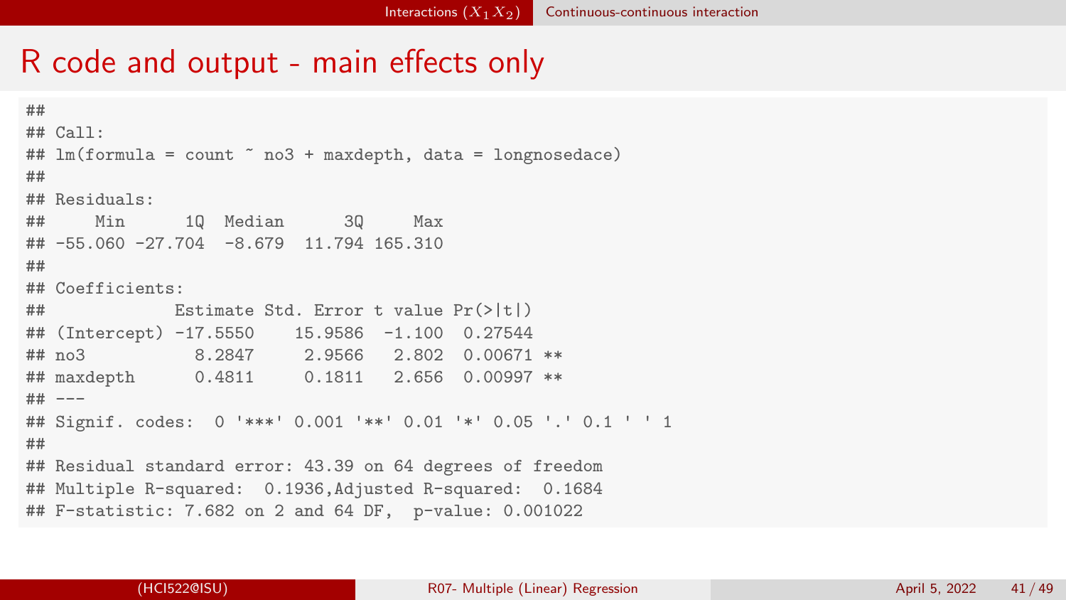# R code and output - main effects only

```
##
## Call:
## lm(formula = count ~ no3 + maxdepth, data = longnosedace)
##
## Residuals:
##     Min      1Q  Median      3Q     Max
## -55.060 -27.704  -8.679  11.794 165.310
##
## Coefficients:
##             Estimate Std. Error t value Pr(>|t|)
## (Intercept) -17.5550    15.9586  -1.100  0.27544
## no3           8.2847     2.9566   2.802  0.00671 **
## maxdepth      0.4811     0.1811   2.656  0.00997 **
## ---
## Signif. codes:  0 '***' 0.001 '**' 0.01 '*' 0.05 '.' 0.1 ' ' 1
##
## Residual standard error: 43.39 on 64 degrees of freedom
## Multiple R-squared:  0.1936,Adjusted R-squared:  0.1684
## F-statistic: 7.682 on 2 and 64 DF,  p-value: 0.001022
```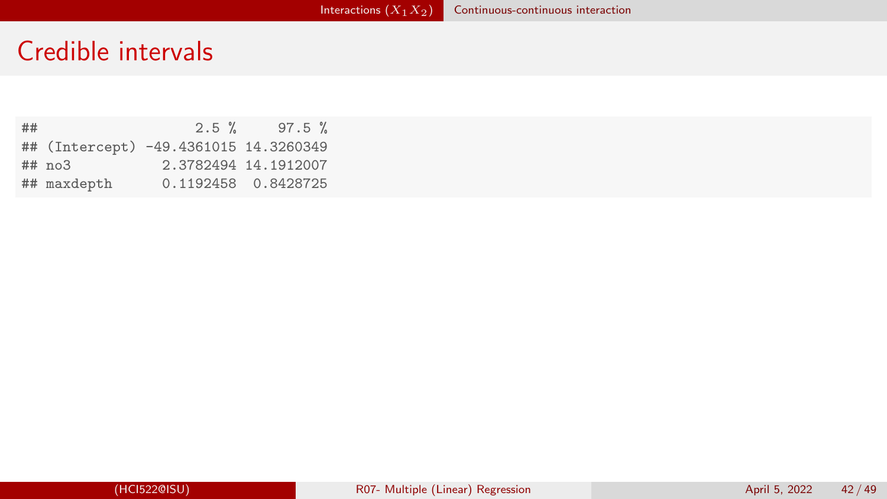# Credible intervals

```
##                  2.5 %     97.5 %
## (Intercept) -49.4361015 14.3260349
## no3           2.3782494 14.1912007
## maxdepth      0.1192458  0.8428725
```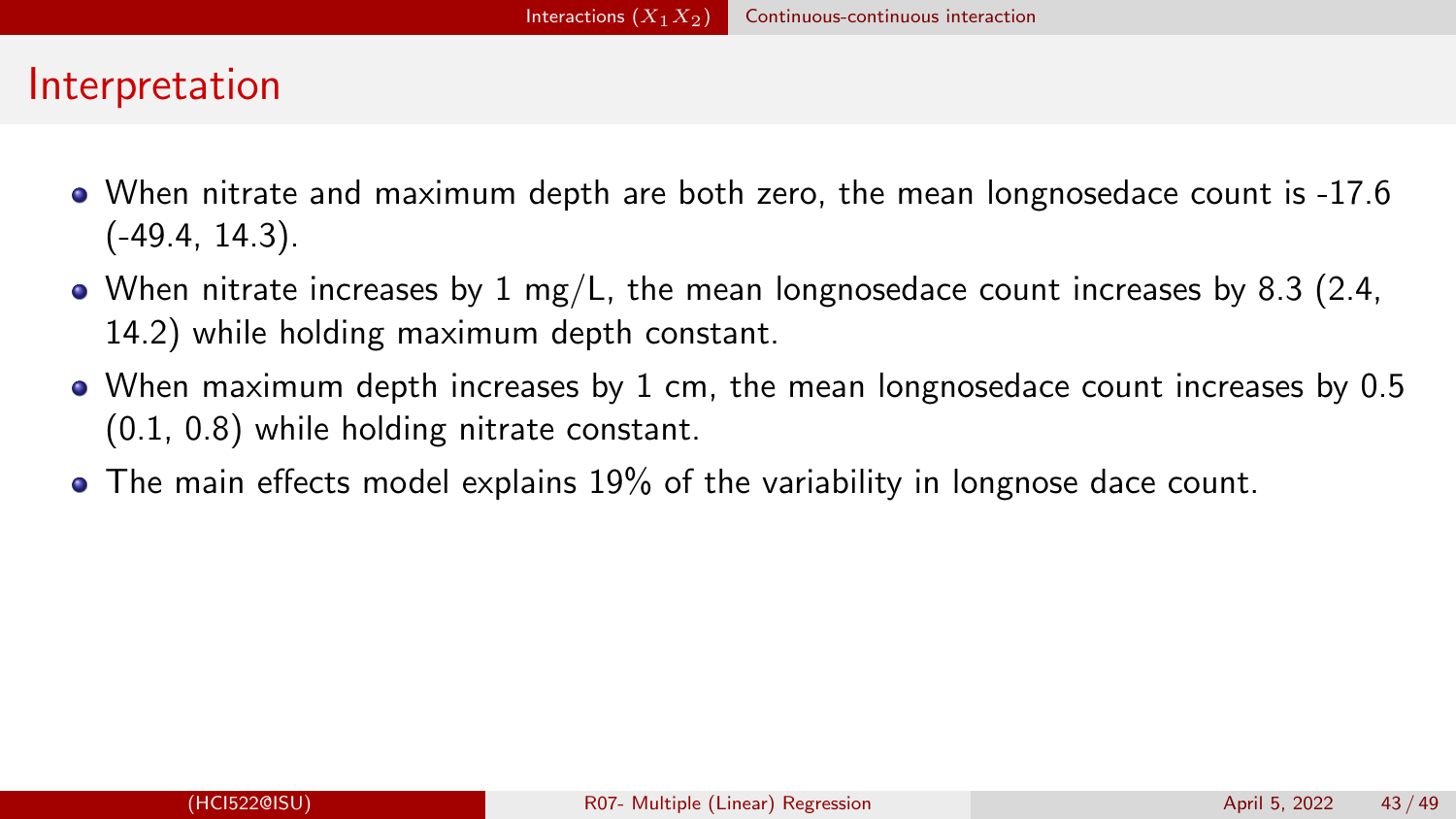# Interpretation

- When nitrate and maximum depth are both zero, the mean longnosedace count is -17.6 (-49.4, 14.3).
- When nitrate increases by 1 mg/L, the mean longnosedace count increases by 8.3 (2.4, 14.2) while holding maximum depth constant.
- When maximum depth increases by 1 cm, the mean longnosedace count increases by 0.5 (0.1, 0.8) while holding nitrate constant.
- The main effects model explains 19% of the variability in longnose dace count.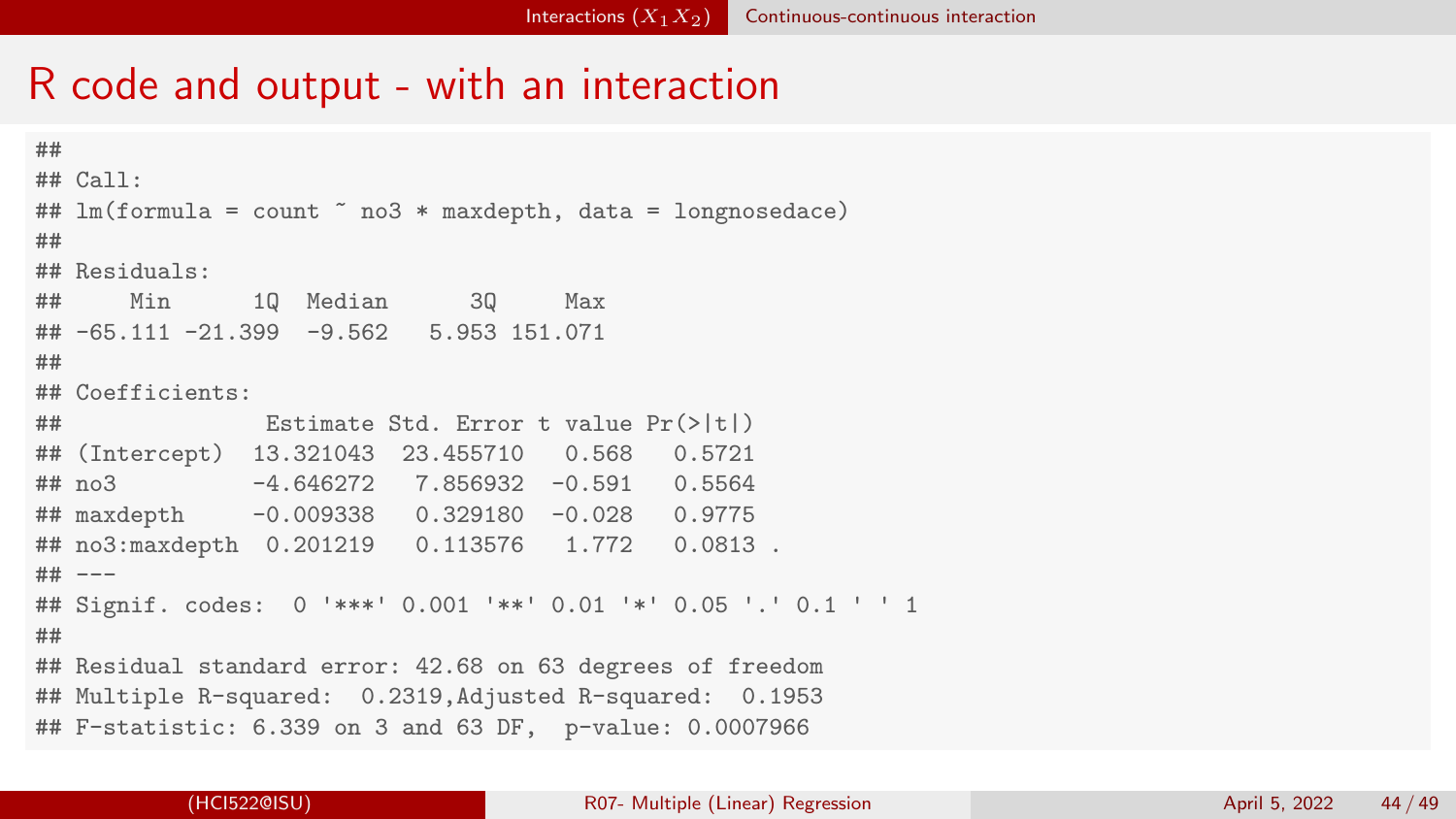# R code and output - with an interaction

```
##
## Call:
## lm(formula = count ~ no3 * maxdepth, data = longnosedace)
##
## Residuals:
##     Min      1Q  Median      3Q     Max
## -65.111 -21.399  -9.562   5.953 151.071
##
## Coefficients:
##              Estimate Std. Error t value Pr(>|t|)
## (Intercept) 13.321043  23.455710   0.568   0.5721
## no3         -4.646272   7.856932  -0.591   0.5564
## maxdepth    -0.009338   0.329180  -0.028   0.9775
## no3:maxdepth  0.201219   0.113576   1.772   0.0813 .
## ---
## Signif. codes:  0 '***' 0.001 '**' 0.01 '*' 0.05 '.' 0.1 ' ' 1
##
## Residual standard error: 42.68 on 63 degrees of freedom
## Multiple R-squared:  0.2319,Adjusted R-squared:  0.1953
## F-statistic: 6.339 on 3 and 63 DF,  p-value: 0.0007966
```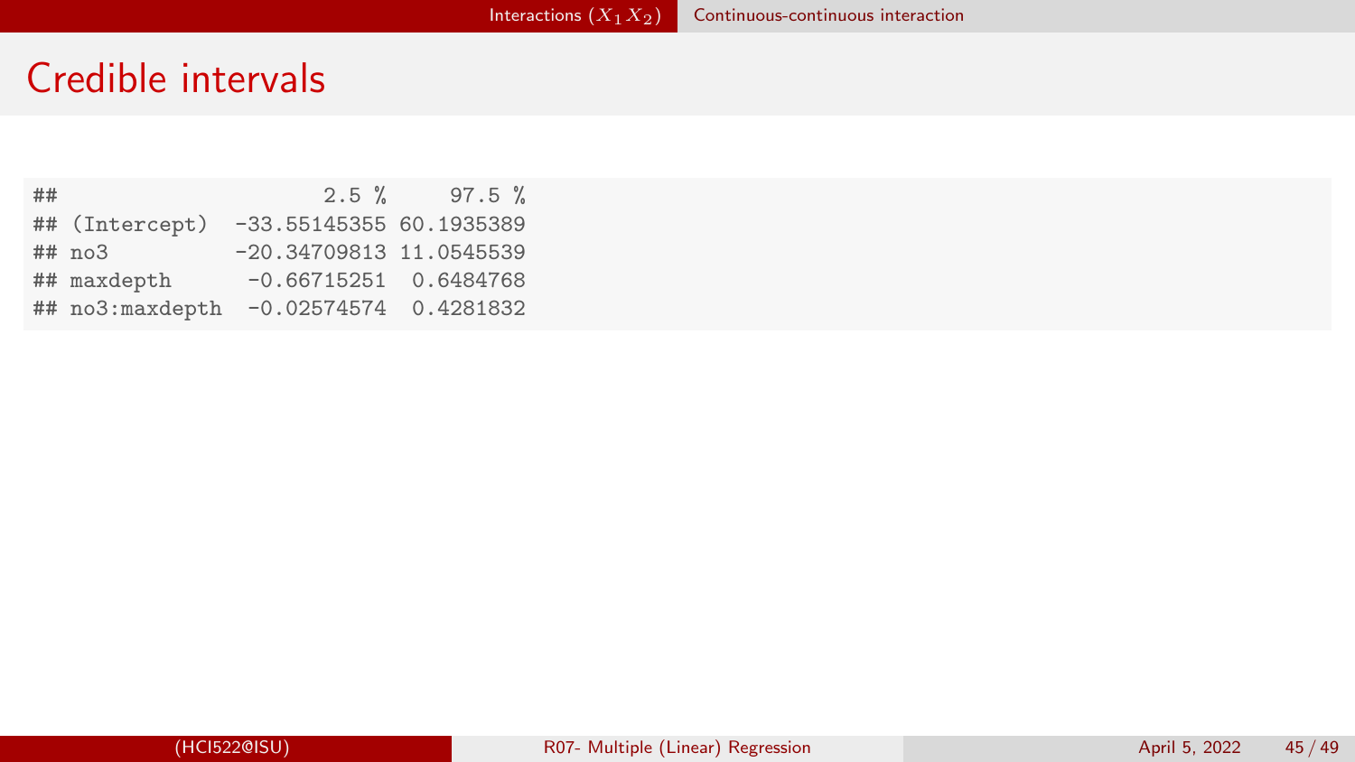# Credible intervals

```
##                    2.5 %     97.5 %
## (Intercept)  -33.55145355 60.1935389
## no3          -20.34709813 11.0545539
## maxdepth      -0.66715251  0.6484768
## no3:maxdepth  -0.02574574  0.4281832
```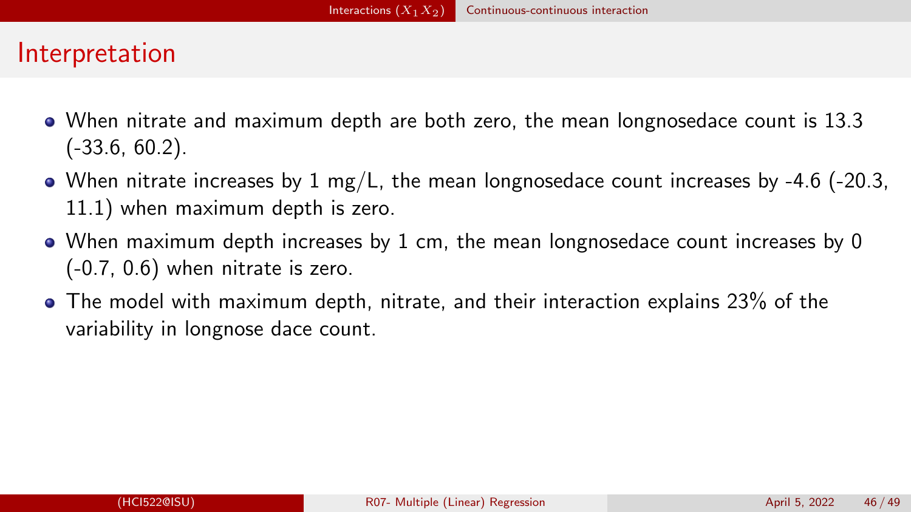# Interpretation

- When nitrate and maximum depth are both zero, the mean longnosedace count is 13.3 (-33.6, 60.2).
- When nitrate increases by 1 mg/L, the mean longnosedace count increases by -4.6 (-20.3, 11.1) when maximum depth is zero.
- When maximum depth increases by 1 cm, the mean longnosedace count increases by 0 (-0.7, 0.6) when nitrate is zero.
- The model with maximum depth, nitrate, and their interaction explains 23% of the variability in longnose dace count.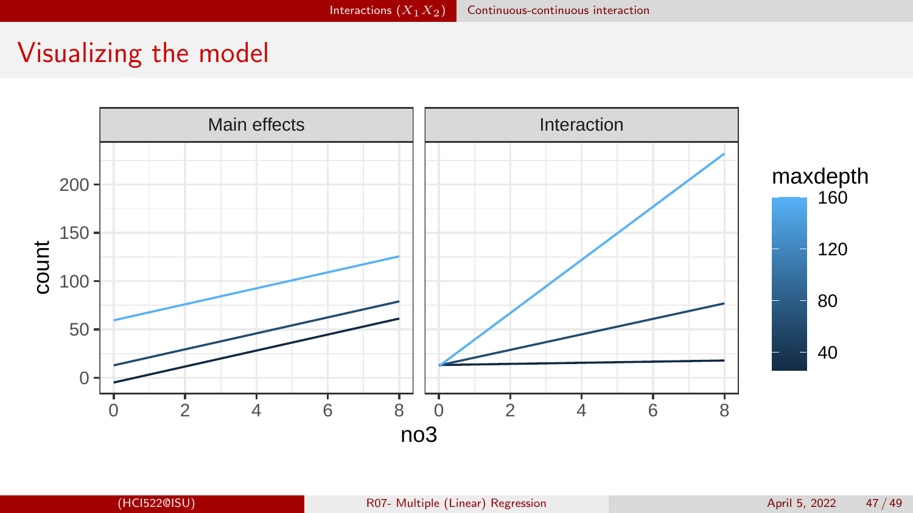# Visualizing the model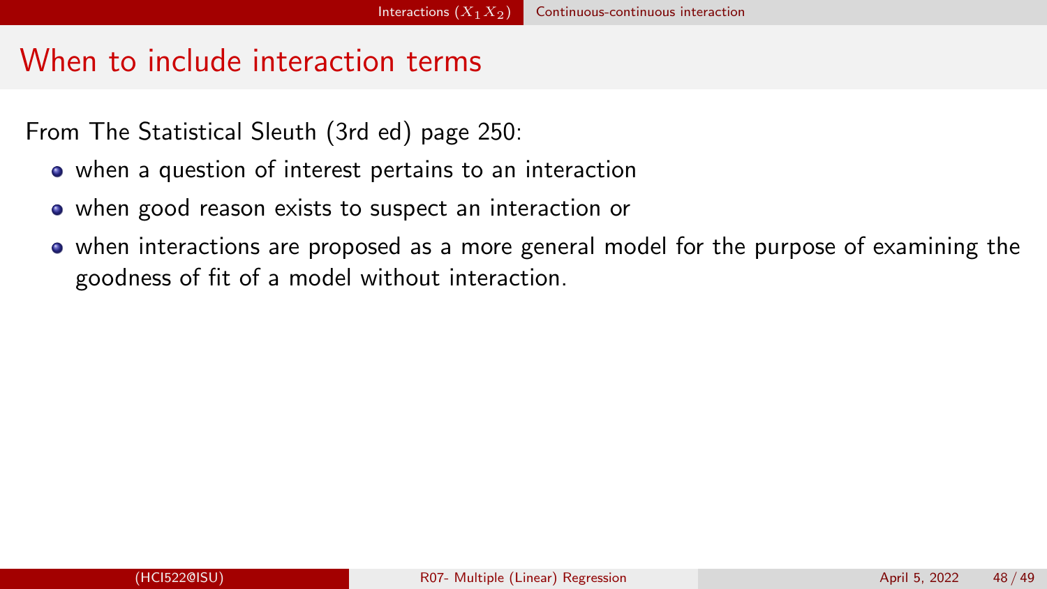## When to include interaction terms

From The Statistical Sleuth (3rd ed) page 250:

- when a question of interest pertains to an interaction
- when good reason exists to suspect an interaction or
- when interactions are proposed as a more general model for the purpose of examining the goodness of fit of a model without interaction.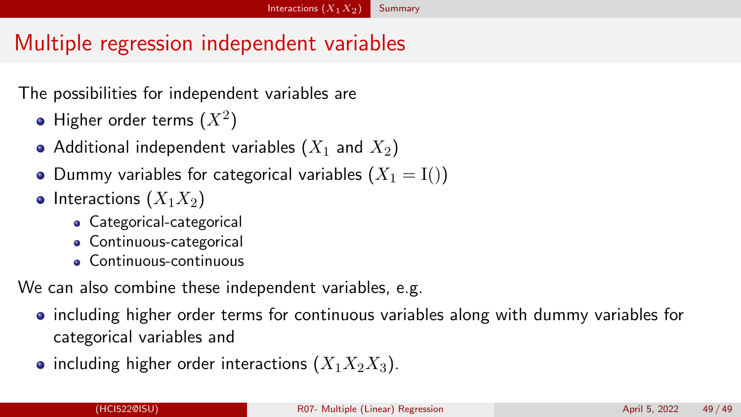# Multiple regression independent variables

The possibilities for independent variables are

- Higher order terms ($X^2$)
- Additional independent variables ($X_1$ and $X_2$)
- Dummy variables for categorical variables ($X_1 = \mathrm{I}()$)
- Interactions ($X_1 X_2$)
  - Categorical-categorical
  - Continuous-categorical
  - Continuous-continuous

We can also combine these independent variables, e.g.

- including higher order terms for continuous variables along with dummy variables for categorical variables and
- including higher order interactions ($X_1 X_2 X_3$).